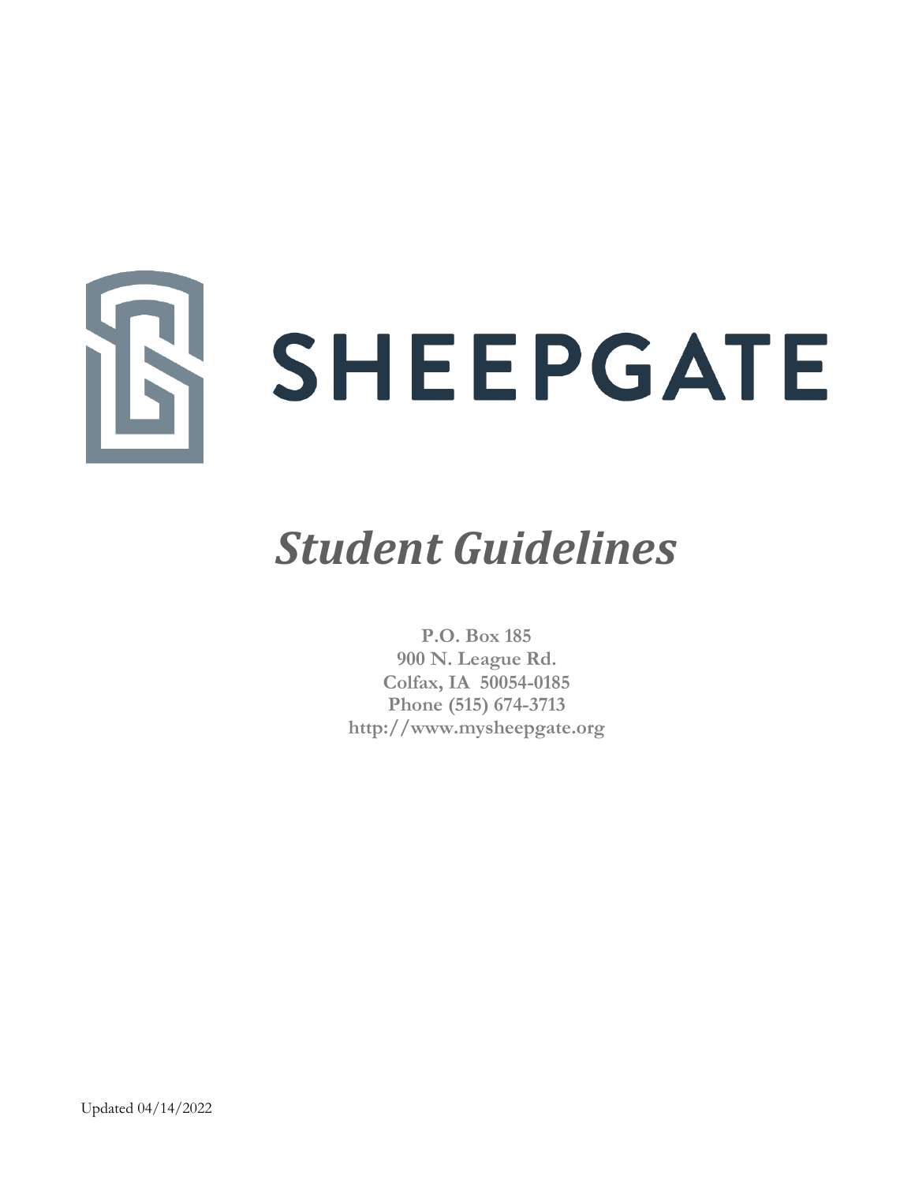# SHEEPGATE

## *Student Guidelines*

**P.O. Box 185**
**900 N. League Rd.**
**Colfax, IA 50054-0185**
**Phone (515) 674-3713**
**http://www.mysheepgate.org**

Updated 04/14/2022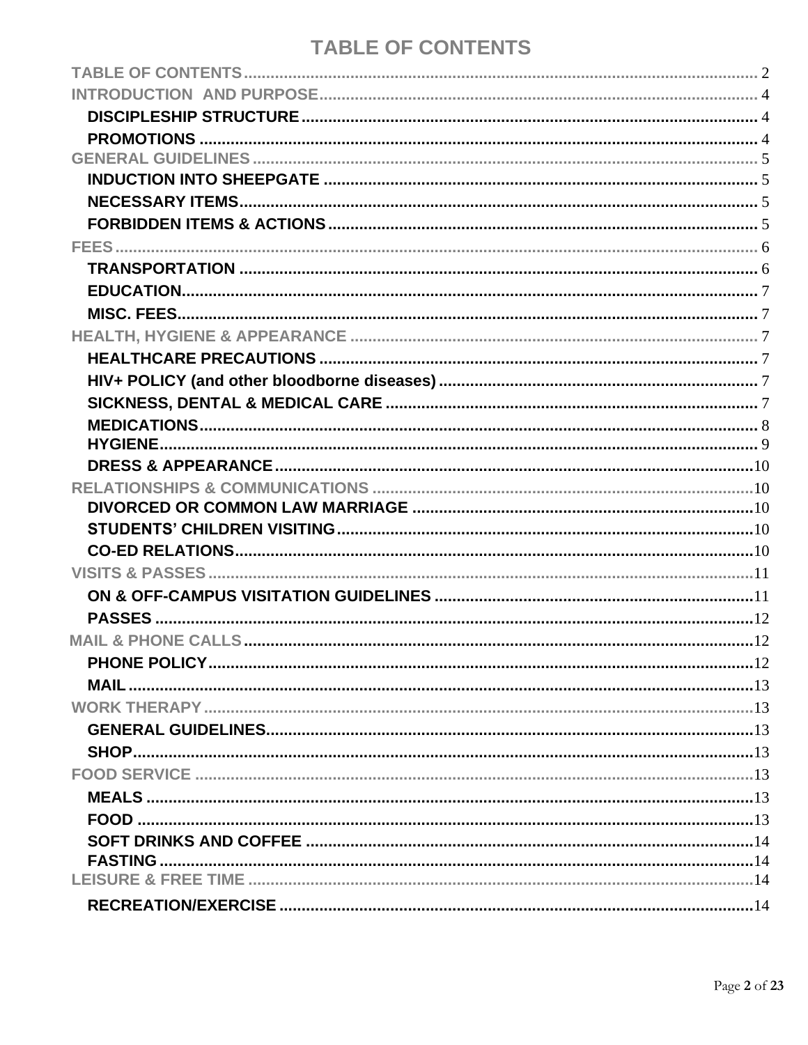# TABLE OF CONTENTS

TABLE OF CONTENTS ..... 2

INTRODUCTION AND PURPOSE ..... 4

- **DISCIPLESHIP STRUCTURE** ..... 4
- **PROMOTIONS** ..... 4

GENERAL GUIDELINES ..... 5

- **INDUCTION INTO SHEEPGATE** ..... 5
- **NECESSARY ITEMS** ..... 5
- **FORBIDDEN ITEMS & ACTIONS** ..... 5

FEES ..... 6

- **TRANSPORTATION** ..... 6
- **EDUCATION** ..... 7
- **MISC. FEES** ..... 7

HEALTH, HYGIENE & APPEARANCE ..... 7

- **HEALTHCARE PRECAUTIONS** ..... 7
- **HIV+ POLICY (and other bloodborne diseases)** ..... 7
- **SICKNESS, DENTAL & MEDICAL CARE** ..... 7
- **MEDICATIONS** ..... 8
- **HYGIENE** ..... 9
- **DRESS & APPEARANCE** ..... 10

RELATIONSHIPS & COMMUNICATIONS ..... 10

- **DIVORCED OR COMMON LAW MARRIAGE** ..... 10
- **STUDENTS' CHILDREN VISITING** ..... 10
- **CO-ED RELATIONS** ..... 10

VISITS & PASSES ..... 11

- **ON & OFF-CAMPUS VISITATION GUIDELINES** ..... 11
- **PASSES** ..... 12

MAIL & PHONE CALLS ..... 12

- **PHONE POLICY** ..... 12
- **MAIL** ..... 13

WORK THERAPY ..... 13

- **GENERAL GUIDELINES** ..... 13
- **SHOP** ..... 13

FOOD SERVICE ..... 13

- **MEALS** ..... 13
- **FOOD** ..... 13
- **SOFT DRINKS AND COFFEE** ..... 14
- **FASTING** ..... 14

LEISURE & FREE TIME ..... 14

- **RECREATION/EXERCISE** ..... 14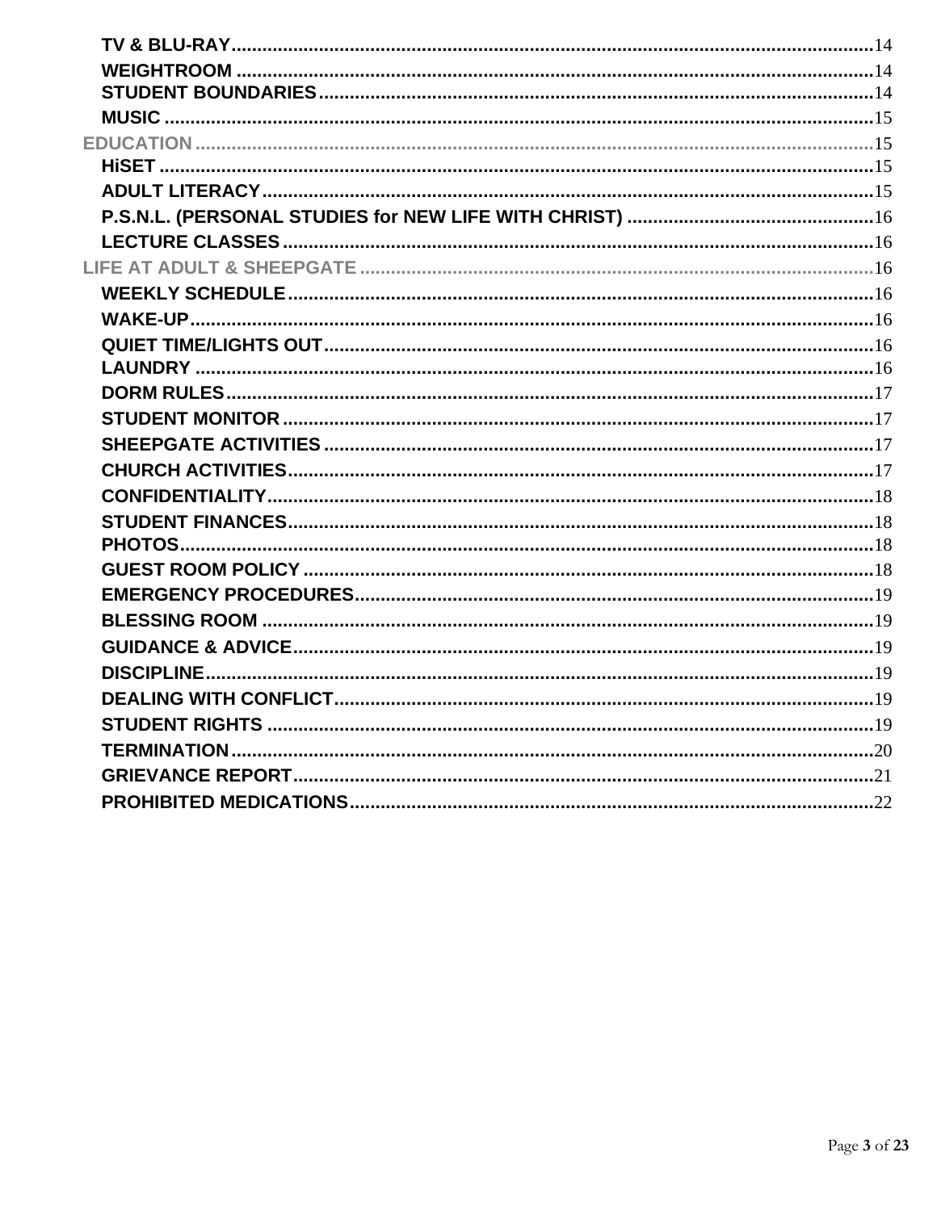- TV & BLU-RAY....................14
- WEIGHTROOM....................14
- STUDENT BOUNDARIES....................14
- MUSIC....................15

EDUCATION....................15

- HiSET....................15
- ADULT LITERACY....................15
- P.S.N.L. (PERSONAL STUDIES for NEW LIFE WITH CHRIST)....................16
- LECTURE CLASSES....................16

LIFE AT ADULT & SHEEPGATE....................16

- WEEKLY SCHEDULE....................16
- WAKE-UP....................16
- QUIET TIME/LIGHTS OUT....................16
- LAUNDRY....................16
- DORM RULES....................17
- STUDENT MONITOR....................17
- SHEEPGATE ACTIVITIES....................17
- CHURCH ACTIVITIES....................17
- CONFIDENTIALITY....................18
- STUDENT FINANCES....................18
- PHOTOS....................18
- GUEST ROOM POLICY....................18
- EMERGENCY PROCEDURES....................19
- BLESSING ROOM....................19
- GUIDANCE & ADVICE....................19
- DISCIPLINE....................19
- DEALING WITH CONFLICT....................19
- STUDENT RIGHTS....................19
- TERMINATION....................20
- GRIEVANCE REPORT....................21
- PROHIBITED MEDICATIONS....................22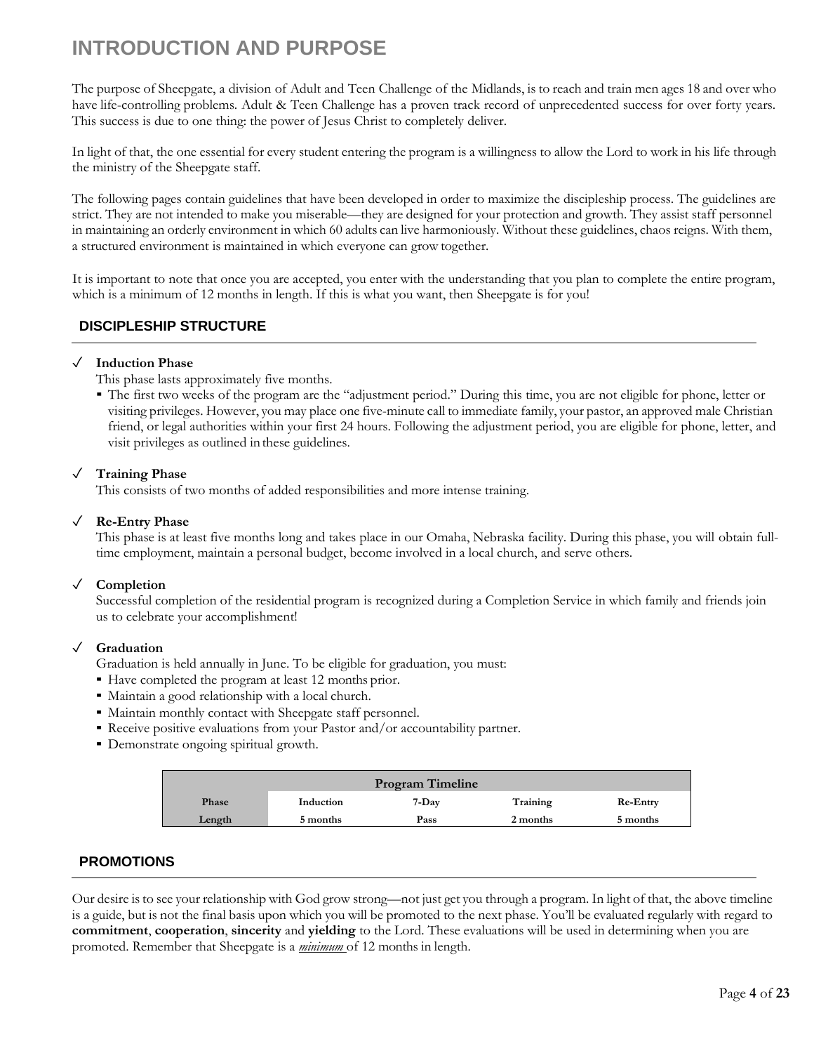# INTRODUCTION AND PURPOSE

The purpose of Sheepgate, a division of Adult and Teen Challenge of the Midlands, is to reach and train men ages 18 and over who have life-controlling problems. Adult & Teen Challenge has a proven track record of unprecedented success for over forty years. This success is due to one thing: the power of Jesus Christ to completely deliver.

In light of that, the one essential for every student entering the program is a willingness to allow the Lord to work in his life through the ministry of the Sheepgate staff.

The following pages contain guidelines that have been developed in order to maximize the discipleship process. The guidelines are strict. They are not intended to make you miserable—they are designed for your protection and growth. They assist staff personnel in maintaining an orderly environment in which 60 adults can live harmoniously. Without these guidelines, chaos reigns. With them, a structured environment is maintained in which everyone can grow together.

It is important to note that once you are accepted, you enter with the understanding that you plan to complete the entire program, which is a minimum of 12 months in length. If this is what you want, then Sheepgate is for you!

## DISCIPLESHIP STRUCTURE

✓ **Induction Phase**

This phase lasts approximately five months.

- The first two weeks of the program are the "adjustment period." During this time, you are not eligible for phone, letter or visiting privileges. However, you may place one five-minute call to immediate family, your pastor, an approved male Christian friend, or legal authorities within your first 24 hours. Following the adjustment period, you are eligible for phone, letter, and visit privileges as outlined in these guidelines.

✓ **Training Phase**

This consists of two months of added responsibilities and more intense training.

✓ **Re-Entry Phase**

This phase is at least five months long and takes place in our Omaha, Nebraska facility. During this phase, you will obtain full-time employment, maintain a personal budget, become involved in a local church, and serve others.

✓ **Completion**

Successful completion of the residential program is recognized during a Completion Service in which family and friends join us to celebrate your accomplishment!

✓ **Graduation**

Graduation is held annually in June. To be eligible for graduation, you must:

- Have completed the program at least 12 months prior.
- Maintain a good relationship with a local church.
- Maintain monthly contact with Sheepgate staff personnel.
- Receive positive evaluations from your Pastor and/or accountability partner.
- Demonstrate ongoing spiritual growth.

| Program Timeline | | | | |
|---|---|---|---|---|
| **Phase** | **Induction** | **7-Day** | **Training** | **Re-Entry** |
| **Length** | **5 months** | **Pass** | **2 months** | **5 months** |

## PROMOTIONS

Our desire is to see your relationship with God grow strong—not just get you through a program. In light of that, the above timeline is a guide, but is not the final basis upon which you will be promoted to the next phase. You'll be evaluated regularly with regard to **commitment**, **cooperation**, **sincerity** and **yielding** to the Lord. These evaluations will be used in determining when you are promoted. Remember that Sheepgate is a ***minimum*** of 12 months in length.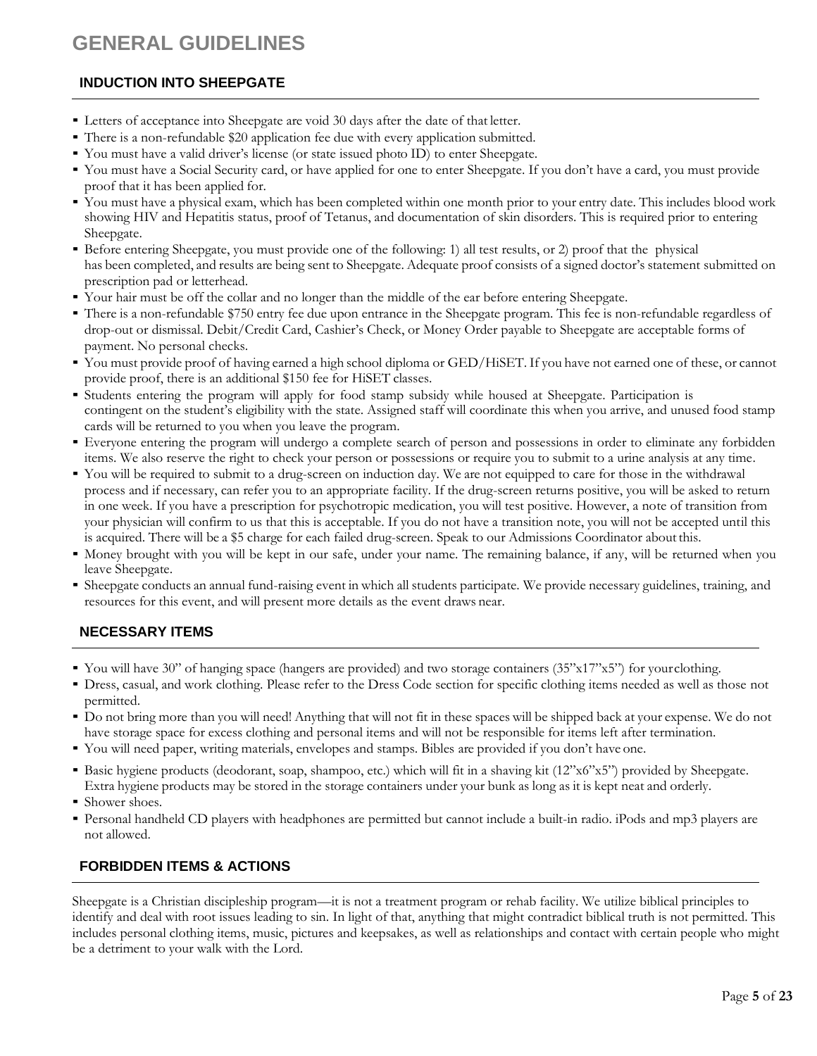# GENERAL GUIDELINES

## INDUCTION INTO SHEEPGATE

- Letters of acceptance into Sheepgate are void 30 days after the date of that letter.
- There is a non-refundable $20 application fee due with every application submitted.
- You must have a valid driver's license (or state issued photo ID) to enter Sheepgate.
- You must have a Social Security card, or have applied for one to enter Sheepgate. If you don't have a card, you must provide proof that it has been applied for.
- You must have a physical exam, which has been completed within one month prior to your entry date. This includes blood work showing HIV and Hepatitis status, proof of Tetanus, and documentation of skin disorders. This is required prior to entering Sheepgate.
- Before entering Sheepgate, you must provide one of the following: 1) all test results, or 2) proof that the physical has been completed, and results are being sent to Sheepgate. Adequate proof consists of a signed doctor's statement submitted on prescription pad or letterhead.
- Your hair must be off the collar and no longer than the middle of the ear before entering Sheepgate.
- There is a non-refundable $750 entry fee due upon entrance in the Sheepgate program. This fee is non-refundable regardless of drop-out or dismissal. Debit/Credit Card, Cashier's Check, or Money Order payable to Sheepgate are acceptable forms of payment. No personal checks.
- You must provide proof of having earned a high school diploma or GED/HiSET. If you have not earned one of these, or cannot provide proof, there is an additional $150 fee for HiSET classes.
- Students entering the program will apply for food stamp subsidy while housed at Sheepgate. Participation is contingent on the student's eligibility with the state. Assigned staff will coordinate this when you arrive, and unused food stamp cards will be returned to you when you leave the program.
- Everyone entering the program will undergo a complete search of person and possessions in order to eliminate any forbidden items. We also reserve the right to check your person or possessions or require you to submit to a urine analysis at any time.
- You will be required to submit to a drug-screen on induction day. We are not equipped to care for those in the withdrawal process and if necessary, can refer you to an appropriate facility. If the drug-screen returns positive, you will be asked to return in one week. If you have a prescription for psychotropic medication, you will test positive. However, a note of transition from your physician will confirm to us that this is acceptable. If you do not have a transition note, you will not be accepted until this is acquired. There will be a $5 charge for each failed drug-screen. Speak to our Admissions Coordinator about this.
- Money brought with you will be kept in our safe, under your name. The remaining balance, if any, will be returned when you leave Sheepgate.
- Sheepgate conducts an annual fund-raising event in which all students participate. We provide necessary guidelines, training, and resources for this event, and will present more details as the event draws near.

## NECESSARY ITEMS

- You will have 30" of hanging space (hangers are provided) and two storage containers (35"x17"x5") for your clothing.
- Dress, casual, and work clothing. Please refer to the Dress Code section for specific clothing items needed as well as those not permitted.
- Do not bring more than you will need! Anything that will not fit in these spaces will be shipped back at your expense. We do not have storage space for excess clothing and personal items and will not be responsible for items left after termination.
- You will need paper, writing materials, envelopes and stamps. Bibles are provided if you don't have one.
- Basic hygiene products (deodorant, soap, shampoo, etc.) which will fit in a shaving kit (12"x6"x5") provided by Sheepgate. Extra hygiene products may be stored in the storage containers under your bunk as long as it is kept neat and orderly.
- Shower shoes.
- Personal handheld CD players with headphones are permitted but cannot include a built-in radio. iPods and mp3 players are not allowed.

## FORBIDDEN ITEMS & ACTIONS

Sheepgate is a Christian discipleship program—it is not a treatment program or rehab facility. We utilize biblical principles to identify and deal with root issues leading to sin. In light of that, anything that might contradict biblical truth is not permitted. This includes personal clothing items, music, pictures and keepsakes, as well as relationships and contact with certain people who might be a detriment to your walk with the Lord.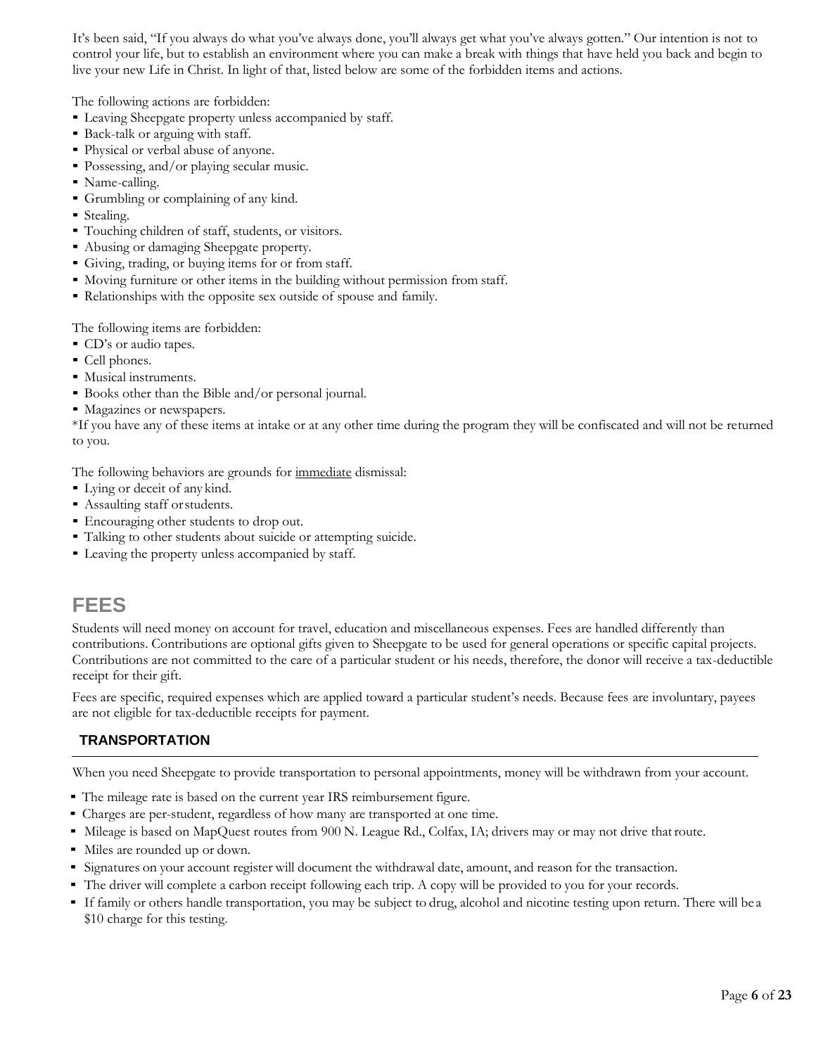It's been said, "If you always do what you've always done, you'll always get what you've always gotten." Our intention is not to control your life, but to establish an environment where you can make a break with things that have held you back and begin to live your new Life in Christ. In light of that, listed below are some of the forbidden items and actions.

The following actions are forbidden:

- Leaving Sheepgate property unless accompanied by staff.
- Back-talk or arguing with staff.
- Physical or verbal abuse of anyone.
- Possessing, and/or playing secular music.
- Name-calling.
- Grumbling or complaining of any kind.
- Stealing.
- Touching children of staff, students, or visitors.
- Abusing or damaging Sheepgate property.
- Giving, trading, or buying items for or from staff.
- Moving furniture or other items in the building without permission from staff.
- Relationships with the opposite sex outside of spouse and family.

The following items are forbidden:

- CD's or audio tapes.
- Cell phones.
- Musical instruments.
- Books other than the Bible and/or personal journal.
- Magazines or newspapers.

*If you have any of these items at intake or at any other time during the program they will be confiscated and will not be returned to you.

The following behaviors are grounds for <u>immediate</u> dismissal:

- Lying or deceit of any kind.
- Assaulting staff or students.
- Encouraging other students to drop out.
- Talking to other students about suicide or attempting suicide.
- Leaving the property unless accompanied by staff.

## FEES

Students will need money on account for travel, education and miscellaneous expenses. Fees are handled differently than contributions. Contributions are optional gifts given to Sheepgate to be used for general operations or specific capital projects. Contributions are not committed to the care of a particular student or his needs, therefore, the donor will receive a tax-deductible receipt for their gift.

Fees are specific, required expenses which are applied toward a particular student's needs. Because fees are involuntary, payees are not eligible for tax-deductible receipts for payment.

### TRANSPORTATION

When you need Sheepgate to provide transportation to personal appointments, money will be withdrawn from your account.

- The mileage rate is based on the current year IRS reimbursement figure.
- Charges are per-student, regardless of how many are transported at one time.
- Mileage is based on MapQuest routes from 900 N. League Rd., Colfax, IA; drivers may or may not drive that route.
- Miles are rounded up or down.
- Signatures on your account register will document the withdrawal date, amount, and reason for the transaction.
- The driver will complete a carbon receipt following each trip. A copy will be provided to you for your records.
- If family or others handle transportation, you may be subject to drug, alcohol and nicotine testing upon return. There will be a $10 charge for this testing.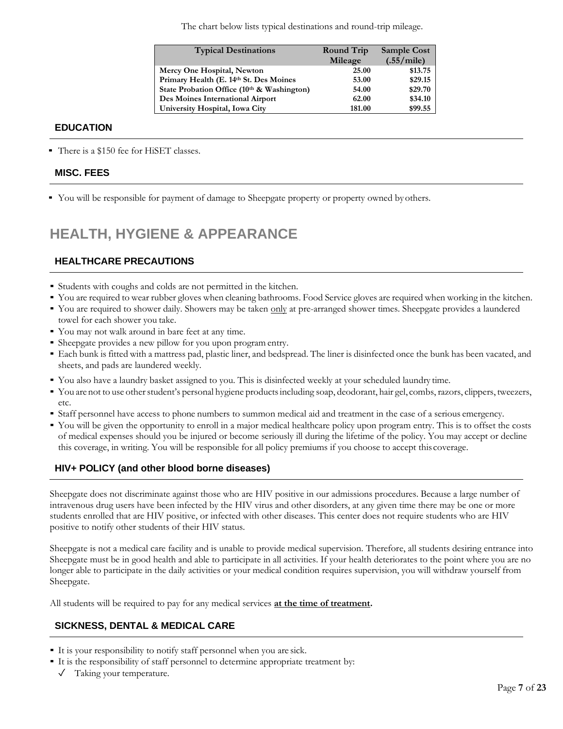The chart below lists typical destinations and round-trip mileage.

| Typical Destinations | Round Trip Mileage | Sample Cost (.55/mile) |
|---|---|---|
| **Mercy One Hospital, Newton** | **25.00** | **$13.75** |
| **Primary Health (E. 14th St. Des Moines** | **53.00** | **$29.15** |
| **State Probation Office (10th & Washington)** | **54.00** | **$29.70** |
| **Des Moines International Airport** | **62.00** | **$34.10** |
| **University Hospital, Iowa City** | **181.00** | **$99.55** |

### EDUCATION

- There is a $150 fee for HiSET classes.

### MISC. FEES

- You will be responsible for payment of damage to Sheepgate property or property owned by others.

## HEALTH, HYGIENE & APPEARANCE

### HEALTHCARE PRECAUTIONS

- Students with coughs and colds are not permitted in the kitchen.
- You are required to wear rubber gloves when cleaning bathrooms. Food Service gloves are required when working in the kitchen.
- You are required to shower daily. Showers may be taken only at pre-arranged shower times. Sheepgate provides a laundered towel for each shower you take.
- You may not walk around in bare feet at any time.
- Sheepgate provides a new pillow for you upon program entry.
- Each bunk is fitted with a mattress pad, plastic liner, and bedspread. The liner is disinfected once the bunk has been vacated, and sheets, and pads are laundered weekly.
- You also have a laundry basket assigned to you. This is disinfected weekly at your scheduled laundry time.
- You are not to use other student's personal hygiene products including soap, deodorant, hair gel, combs, razors, clippers, tweezers, etc.
- Staff personnel have access to phone numbers to summon medical aid and treatment in the case of a serious emergency.
- You will be given the opportunity to enroll in a major medical healthcare policy upon program entry. This is to offset the costs of medical expenses should you be injured or become seriously ill during the lifetime of the policy. You may accept or decline this coverage, in writing. You will be responsible for all policy premiums if you choose to accept this coverage.

### HIV+ POLICY (and other blood borne diseases)

Sheepgate does not discriminate against those who are HIV positive in our admissions procedures. Because a large number of intravenous drug users have been infected by the HIV virus and other disorders, at any given time there may be one or more students enrolled that are HIV positive, or infected with other diseases. This center does not require students who are HIV positive to notify other students of their HIV status.

Sheepgate is not a medical care facility and is unable to provide medical supervision. Therefore, all students desiring entrance into Sheepgate must be in good health and able to participate in all activities. If your health deteriorates to the point where you are no longer able to participate in the daily activities or your medical condition requires supervision, you will withdraw yourself from Sheepgate.

All students will be required to pay for any medical services **at the time of treatment.**

### SICKNESS, DENTAL & MEDICAL CARE

- It is your responsibility to notify staff personnel when you are sick.
- It is the responsibility of staff personnel to determine appropriate treatment by:
  - ✓ Taking your temperature.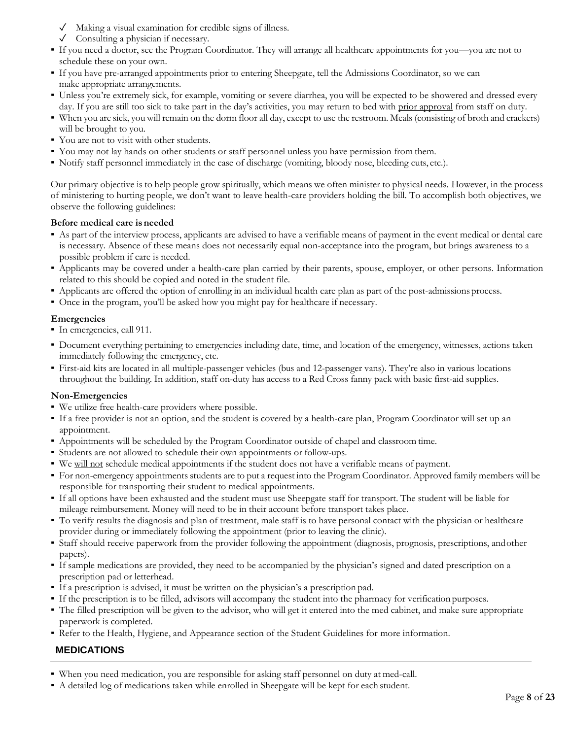- ✓ Making a visual examination for credible signs of illness.
- ✓ Consulting a physician if necessary.

- If you need a doctor, see the Program Coordinator. They will arrange all healthcare appointments for you—you are not to schedule these on your own.
- If you have pre-arranged appointments prior to entering Sheepgate, tell the Admissions Coordinator, so we can make appropriate arrangements.
- Unless you're extremely sick, for example, vomiting or severe diarrhea, you will be expected to be showered and dressed every day. If you are still too sick to take part in the day's activities, you may return to bed with prior approval from staff on duty.
- When you are sick, you will remain on the dorm floor all day, except to use the restroom. Meals (consisting of broth and crackers) will be brought to you.
- You are not to visit with other students.
- You may not lay hands on other students or staff personnel unless you have permission from them.
- Notify staff personnel immediately in the case of discharge (vomiting, bloody nose, bleeding cuts, etc.).

Our primary objective is to help people grow spiritually, which means we often minister to physical needs. However, in the process of ministering to hurting people, we don't want to leave health-care providers holding the bill. To accomplish both objectives, we observe the following guidelines:

**Before medical care is needed**

- As part of the interview process, applicants are advised to have a verifiable means of payment in the event medical or dental care is necessary. Absence of these means does not necessarily equal non-acceptance into the program, but brings awareness to a possible problem if care is needed.
- Applicants may be covered under a health-care plan carried by their parents, spouse, employer, or other persons. Information related to this should be copied and noted in the student file.
- Applicants are offered the option of enrolling in an individual health care plan as part of the post-admissions process.
- Once in the program, you'll be asked how you might pay for healthcare if necessary.

**Emergencies**

- In emergencies, call 911.
- Document everything pertaining to emergencies including date, time, and location of the emergency, witnesses, actions taken immediately following the emergency, etc.
- First-aid kits are located in all multiple-passenger vehicles (bus and 12-passenger vans). They're also in various locations throughout the building. In addition, staff on-duty has access to a Red Cross fanny pack with basic first-aid supplies.

**Non-Emergencies**

- We utilize free health-care providers where possible.
- If a free provider is not an option, and the student is covered by a health-care plan, Program Coordinator will set up an appointment.
- Appointments will be scheduled by the Program Coordinator outside of chapel and classroom time.
- Students are not allowed to schedule their own appointments or follow-ups.
- We will not schedule medical appointments if the student does not have a verifiable means of payment.
- For non-emergency appointments students are to put a request into the Program Coordinator. Approved family members will be responsible for transporting their student to medical appointments.
- If all options have been exhausted and the student must use Sheepgate staff for transport. The student will be liable for mileage reimbursement. Money will need to be in their account before transport takes place.
- To verify results the diagnosis and plan of treatment, male staff is to have personal contact with the physician or healthcare provider during or immediately following the appointment (prior to leaving the clinic).
- Staff should receive paperwork from the provider following the appointment (diagnosis, prognosis, prescriptions, and other papers).
- If sample medications are provided, they need to be accompanied by the physician's signed and dated prescription on a prescription pad or letterhead.
- If a prescription is advised, it must be written on the physician's a prescription pad.
- If the prescription is to be filled, advisors will accompany the student into the pharmacy for verification purposes.
- The filled prescription will be given to the advisor, who will get it entered into the med cabinet, and make sure appropriate paperwork is completed.
- Refer to the Health, Hygiene, and Appearance section of the Student Guidelines for more information.

## MEDICATIONS

- When you need medication, you are responsible for asking staff personnel on duty at med-call.
- A detailed log of medications taken while enrolled in Sheepgate will be kept for each student.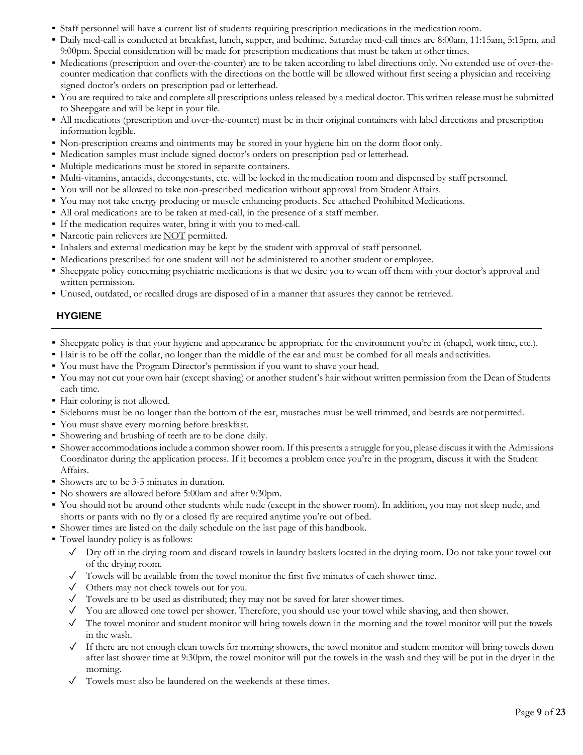- Staff personnel will have a current list of students requiring prescription medications in the medication room.
- Daily med-call is conducted at breakfast, lunch, supper, and bedtime. Saturday med-call times are 8:00am, 11:15am, 5:15pm, and 9:00pm. Special consideration will be made for prescription medications that must be taken at other times.
- Medications (prescription and over-the-counter) are to be taken according to label directions only. No extended use of over-the-counter medication that conflicts with the directions on the bottle will be allowed without first seeing a physician and receiving signed doctor's orders on prescription pad or letterhead.
- You are required to take and complete all prescriptions unless released by a medical doctor. This written release must be submitted to Sheepgate and will be kept in your file.
- All medications (prescription and over-the-counter) must be in their original containers with label directions and prescription information legible.
- Non-prescription creams and ointments may be stored in your hygiene bin on the dorm floor only.
- Medication samples must include signed doctor's orders on prescription pad or letterhead.
- Multiple medications must be stored in separate containers.
- Multi-vitamins, antacids, decongestants, etc. will be locked in the medication room and dispensed by staff personnel.
- You will not be allowed to take non-prescribed medication without approval from Student Affairs.
- You may not take energy producing or muscle enhancing products. See attached Prohibited Medications.
- All oral medications are to be taken at med-call, in the presence of a staff member.
- If the medication requires water, bring it with you to med-call.
- Narcotic pain relievers are <u>NOT</u> permitted.
- Inhalers and external medication may be kept by the student with approval of staff personnel.
- Medications prescribed for one student will not be administered to another student or employee.
- Sheepgate policy concerning psychiatric medications is that we desire you to wean off them with your doctor's approval and written permission.
- Unused, outdated, or recalled drugs are disposed of in a manner that assures they cannot be retrieved.

## HYGIENE

- Sheepgate policy is that your hygiene and appearance be appropriate for the environment you're in (chapel, work time, etc.).
- Hair is to be off the collar, no longer than the middle of the ear and must be combed for all meals and activities.
- You must have the Program Director's permission if you want to shave your head.
- You may not cut your own hair (except shaving) or another student's hair without written permission from the Dean of Students each time.
- Hair coloring is not allowed.
- Sideburns must be no longer than the bottom of the ear, mustaches must be well trimmed, and beards are not permitted.
- You must shave every morning before breakfast.
- Showering and brushing of teeth are to be done daily.
- Shower accommodations include a common shower room. If this presents a struggle for you, please discuss it with the Admissions Coordinator during the application process. If it becomes a problem once you're in the program, discuss it with the Student Affairs.
- Showers are to be 3-5 minutes in duration.
- No showers are allowed before 5:00am and after 9:30pm.
- You should not be around other students while nude (except in the shower room). In addition, you may not sleep nude, and shorts or pants with no fly or a closed fly are required anytime you're out of bed.
- Shower times are listed on the daily schedule on the last page of this handbook.
- Towel laundry policy is as follows:
  - ✓ Dry off in the drying room and discard towels in laundry baskets located in the drying room. Do not take your towel out of the drying room.
  - ✓ Towels will be available from the towel monitor the first five minutes of each shower time.
  - ✓ Others may not check towels out for you.
  - ✓ Towels are to be used as distributed; they may not be saved for later shower times.
  - ✓ You are allowed one towel per shower. Therefore, you should use your towel while shaving, and then shower.
  - ✓ The towel monitor and student monitor will bring towels down in the morning and the towel monitor will put the towels in the wash.
  - ✓ If there are not enough clean towels for morning showers, the towel monitor and student monitor will bring towels down after last shower time at 9:30pm, the towel monitor will put the towels in the wash and they will be put in the dryer in the morning.
  - ✓ Towels must also be laundered on the weekends at these times.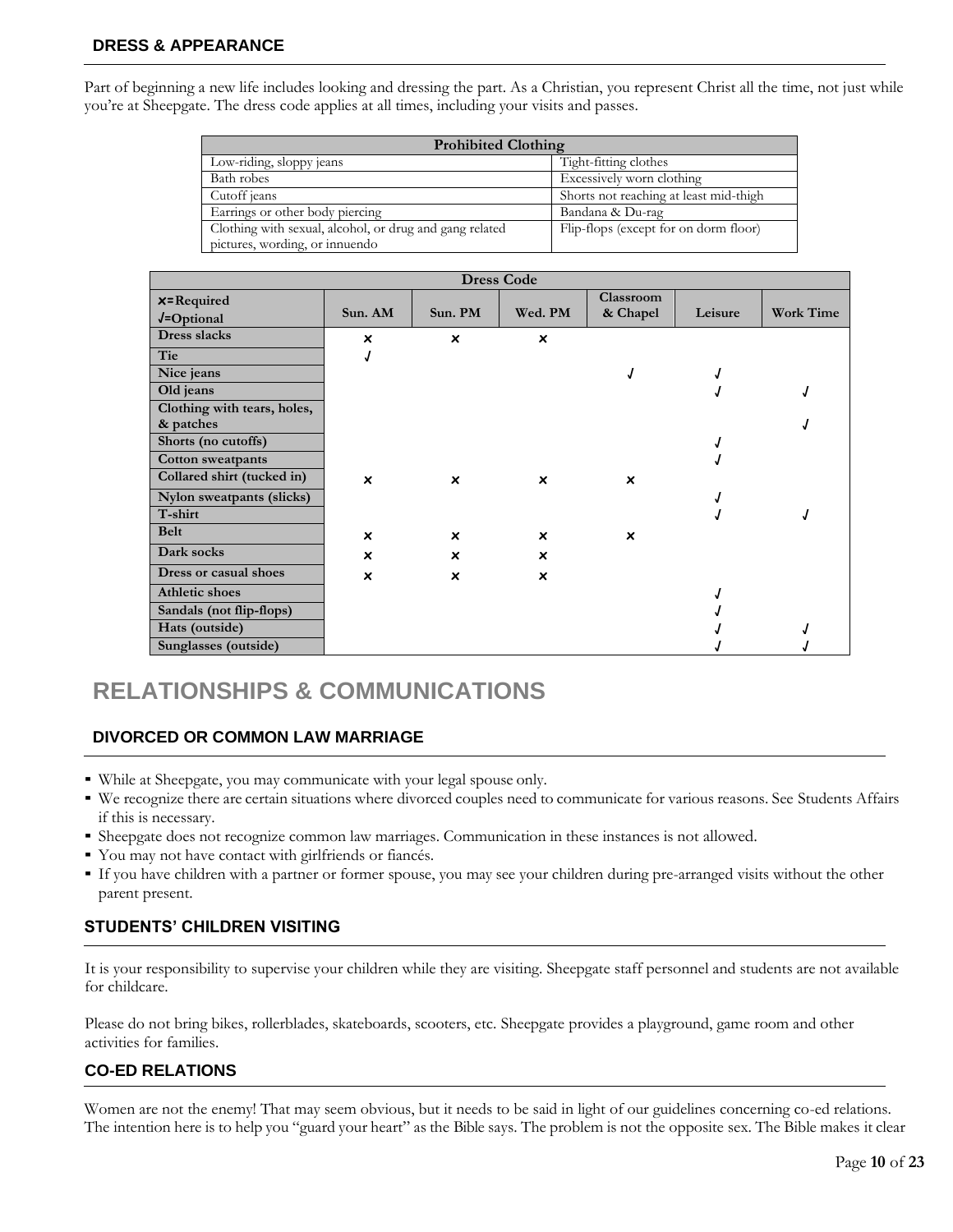## DRESS & APPEARANCE

Part of beginning a new life includes looking and dressing the part. As a Christian, you represent Christ all the time, not just while you're at Sheepgate. The dress code applies at all times, including your visits and passes.

| Prohibited Clothing | |
|---|---|
| Low-riding, sloppy jeans | Tight-fitting clothes |
| Bath robes | Excessively worn clothing |
| Cutoff jeans | Shorts not reaching at least mid-thigh |
| Earrings or other body piercing | Bandana & Du-rag |
| Clothing with sexual, alcohol, or drug and gang related pictures, wording, or innuendo | Flip-flops (except for on dorm floor) |

| Dress Code | | | | | | |
|---|---|---|---|---|---|---|
| ×=Required √=Optional | Sun. AM | Sun. PM | Wed. PM | Classroom & Chapel | Leisure | Work Time |
| Dress slacks | × | × | × | | | |
| Tie | √ | | | | | |
| Nice jeans | | | | √ | √ | |
| Old jeans | | | | | √ | √ |
| Clothing with tears, holes, & patches | | | | | | √ |
| Shorts (no cutoffs) | | | | | √ | |
| Cotton sweatpants | | | | | √ | |
| Collared shirt (tucked in) | × | × | × | × | | |
| Nylon sweatpants (slicks) | | | | | √ | |
| T-shirt | | | | | √ | √ |
| Belt | × | × | × | × | | |
| Dark socks | × | × | × | | | |
| Dress or casual shoes | × | × | × | | | |
| Athletic shoes | | | | | √ | |
| Sandals (not flip-flops) | | | | | √ | |
| Hats (outside) | | | | | √ | √ |
| Sunglasses (outside) | | | | | √ | √ |

# RELATIONSHIPS & COMMUNICATIONS

## DIVORCED OR COMMON LAW MARRIAGE

- While at Sheepgate, you may communicate with your legal spouse only.
- We recognize there are certain situations where divorced couples need to communicate for various reasons. See Students Affairs if this is necessary.
- Sheepgate does not recognize common law marriages. Communication in these instances is not allowed.
- You may not have contact with girlfriends or fiancés.
- If you have children with a partner or former spouse, you may see your children during pre-arranged visits without the other parent present.

## STUDENTS' CHILDREN VISITING

It is your responsibility to supervise your children while they are visiting. Sheepgate staff personnel and students are not available for childcare.

Please do not bring bikes, rollerblades, skateboards, scooters, etc. Sheepgate provides a playground, game room and other activities for families.

## CO-ED RELATIONS

Women are not the enemy! That may seem obvious, but it needs to be said in light of our guidelines concerning co-ed relations. The intention here is to help you "guard your heart" as the Bible says. The problem is not the opposite sex. The Bible makes it clear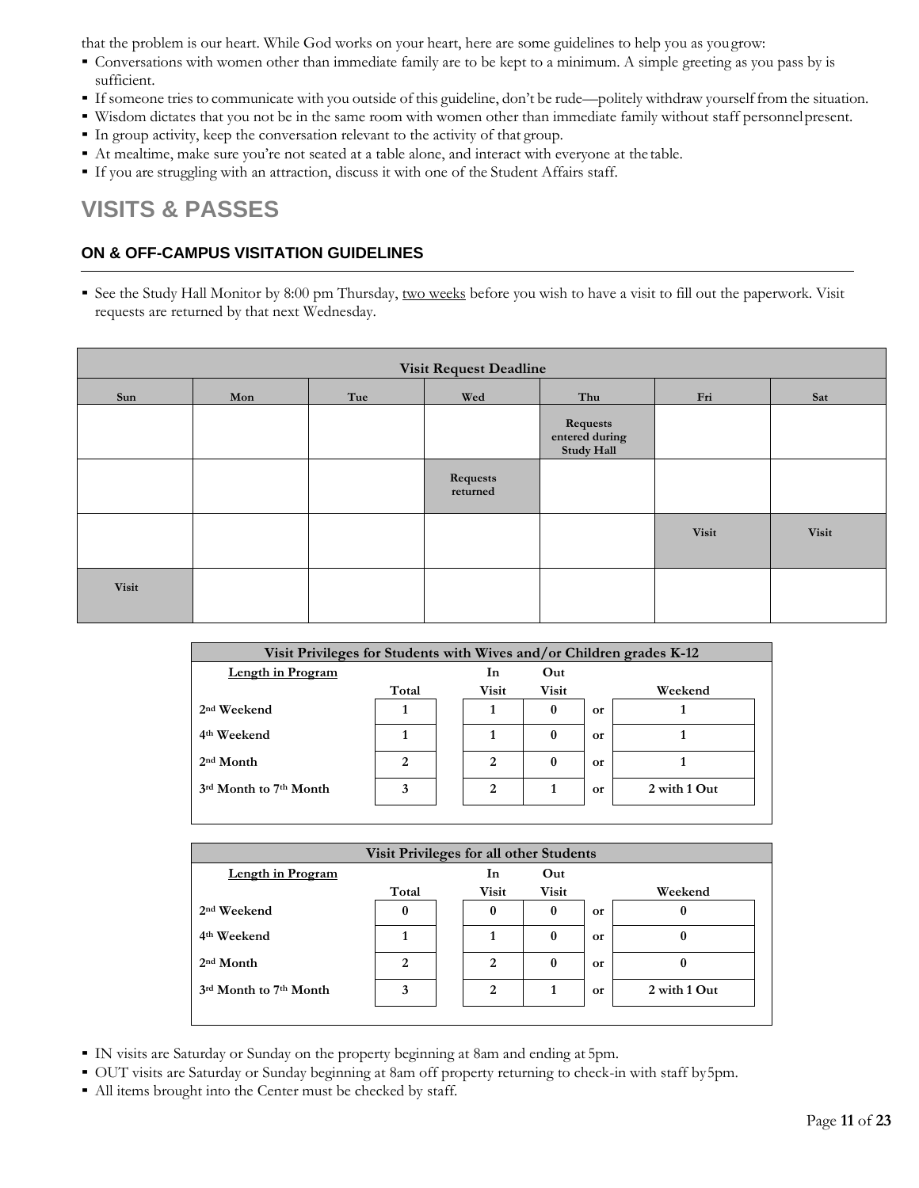that the problem is our heart. While God works on your heart, here are some guidelines to help you as you grow:

- Conversations with women other than immediate family are to be kept to a minimum. A simple greeting as you pass by is sufficient.
- If someone tries to communicate with you outside of this guideline, don't be rude—politely withdraw yourself from the situation.
- Wisdom dictates that you not be in the same room with women other than immediate family without staff personnel present.
- In group activity, keep the conversation relevant to the activity of that group.
- At mealtime, make sure you're not seated at a table alone, and interact with everyone at the table.
- If you are struggling with an attraction, discuss it with one of the Student Affairs staff.

# VISITS & PASSES

### ON & OFF-CAMPUS VISITATION GUIDELINES

- See the Study Hall Monitor by 8:00 pm Thursday, <u>two weeks</u> before you wish to have a visit to fill out the paperwork. Visit requests are returned by that next Wednesday.

| Visit Request Deadline | | | | | | |
|---|---|---|---|---|---|---|
| **Sun** | **Mon** | **Tue** | **Wed** | **Thu** | **Fri** | **Sat** |
| | | | | **Requests entered during Study Hall** | | |
| | | | **Requests returned** | | | |
| | | | | | **Visit** | **Visit** |
| **Visit** | | | | | | |

| Visit Privileges for Students with Wives and/or Children grades K-12 | | | | | |
|---|---|---|---|---|---|
| **Length in Program** | **Total** | **In Visit** | **Out Visit** | | **Weekend** |
| **2nd Weekend** | 1 | 1 | 0 | or | 1 |
| **4th Weekend** | 1 | 1 | 0 | or | 1 |
| **2nd Month** | 2 | 2 | 0 | or | 1 |
| **3rd Month to 7th Month** | 3 | 2 | 1 | or | 2 with 1 Out |

| Visit Privileges for all other Students | | | | | |
|---|---|---|---|---|---|
| **Length in Program** | **Total** | **In Visit** | **Out Visit** | | **Weekend** |
| **2nd Weekend** | 0 | 0 | 0 | or | 0 |
| **4th Weekend** | 1 | 1 | 0 | or | 0 |
| **2nd Month** | 2 | 2 | 0 | or | 0 |
| **3rd Month to 7th Month** | 3 | 2 | 1 | or | 2 with 1 Out |

- IN visits are Saturday or Sunday on the property beginning at 8am and ending at 5pm.
- OUT visits are Saturday or Sunday beginning at 8am off property returning to check-in with staff by 5pm.
- All items brought into the Center must be checked by staff.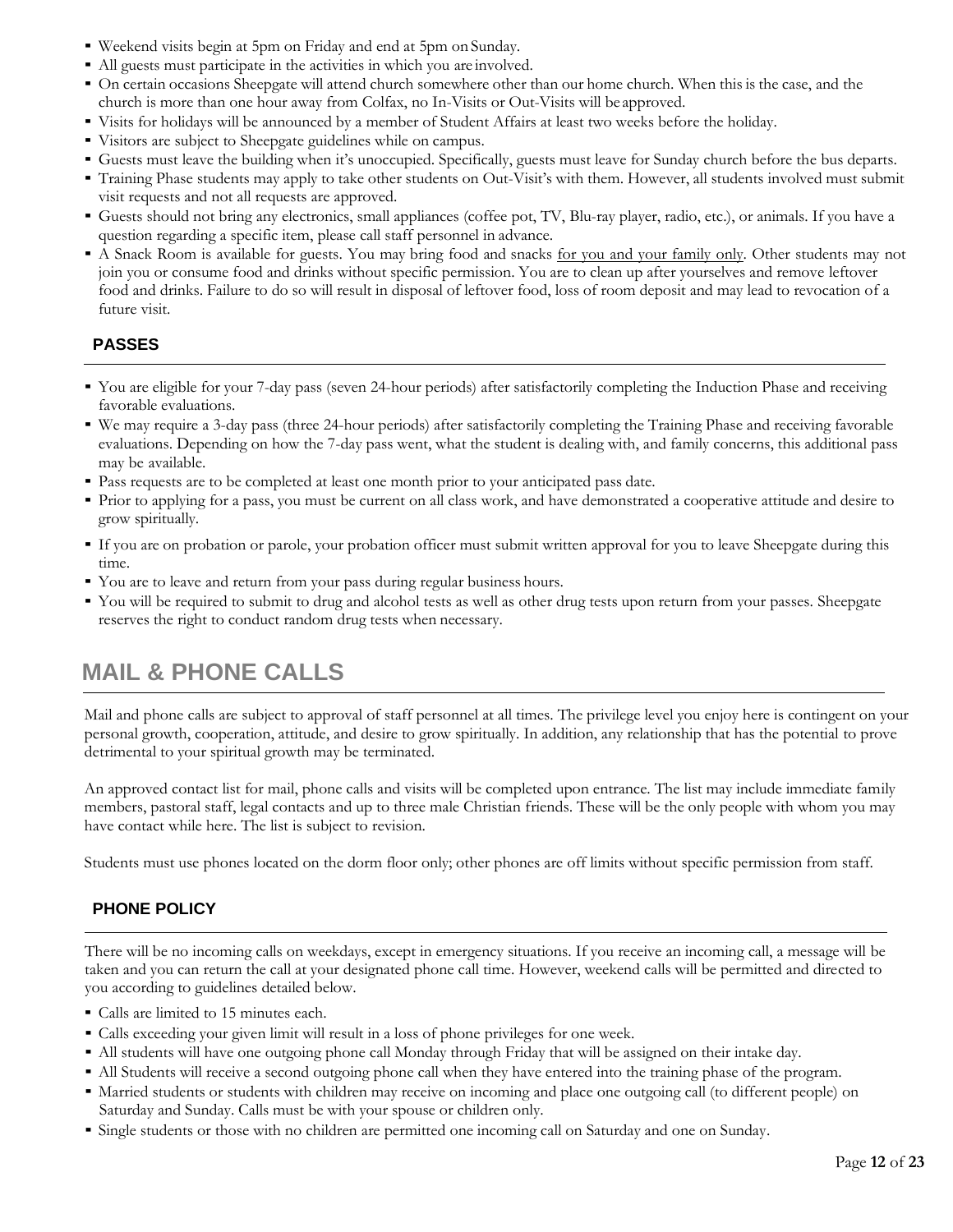- Weekend visits begin at 5pm on Friday and end at 5pm on Sunday.
- All guests must participate in the activities in which you are involved.
- On certain occasions Sheepgate will attend church somewhere other than our home church. When this is the case, and the church is more than one hour away from Colfax, no In-Visits or Out-Visits will be approved.
- Visits for holidays will be announced by a member of Student Affairs at least two weeks before the holiday.
- Visitors are subject to Sheepgate guidelines while on campus.
- Guests must leave the building when it's unoccupied. Specifically, guests must leave for Sunday church before the bus departs.
- Training Phase students may apply to take other students on Out-Visit's with them. However, all students involved must submit visit requests and not all requests are approved.
- Guests should not bring any electronics, small appliances (coffee pot, TV, Blu-ray player, radio, etc.), or animals. If you have a question regarding a specific item, please call staff personnel in advance.
- A Snack Room is available for guests. You may bring food and snacks for you and your family only. Other students may not join you or consume food and drinks without specific permission. You are to clean up after yourselves and remove leftover food and drinks. Failure to do so will result in disposal of leftover food, loss of room deposit and may lead to revocation of a future visit.

### PASSES

- You are eligible for your 7-day pass (seven 24-hour periods) after satisfactorily completing the Induction Phase and receiving favorable evaluations.
- We may require a 3-day pass (three 24-hour periods) after satisfactorily completing the Training Phase and receiving favorable evaluations. Depending on how the 7-day pass went, what the student is dealing with, and family concerns, this additional pass may be available.
- Pass requests are to be completed at least one month prior to your anticipated pass date.
- Prior to applying for a pass, you must be current on all class work, and have demonstrated a cooperative attitude and desire to grow spiritually.
- If you are on probation or parole, your probation officer must submit written approval for you to leave Sheepgate during this time.
- You are to leave and return from your pass during regular business hours.
- You will be required to submit to drug and alcohol tests as well as other drug tests upon return from your passes. Sheepgate reserves the right to conduct random drug tests when necessary.

## MAIL & PHONE CALLS

Mail and phone calls are subject to approval of staff personnel at all times. The privilege level you enjoy here is contingent on your personal growth, cooperation, attitude, and desire to grow spiritually. In addition, any relationship that has the potential to prove detrimental to your spiritual growth may be terminated.

An approved contact list for mail, phone calls and visits will be completed upon entrance. The list may include immediate family members, pastoral staff, legal contacts and up to three male Christian friends. These will be the only people with whom you may have contact while here. The list is subject to revision.

Students must use phones located on the dorm floor only; other phones are off limits without specific permission from staff.

### PHONE POLICY

There will be no incoming calls on weekdays, except in emergency situations. If you receive an incoming call, a message will be taken and you can return the call at your designated phone call time. However, weekend calls will be permitted and directed to you according to guidelines detailed below.

- Calls are limited to 15 minutes each.
- Calls exceeding your given limit will result in a loss of phone privileges for one week.
- All students will have one outgoing phone call Monday through Friday that will be assigned on their intake day.
- All Students will receive a second outgoing phone call when they have entered into the training phase of the program.
- Married students or students with children may receive on incoming and place one outgoing call (to different people) on Saturday and Sunday. Calls must be with your spouse or children only.
- Single students or those with no children are permitted one incoming call on Saturday and one on Sunday.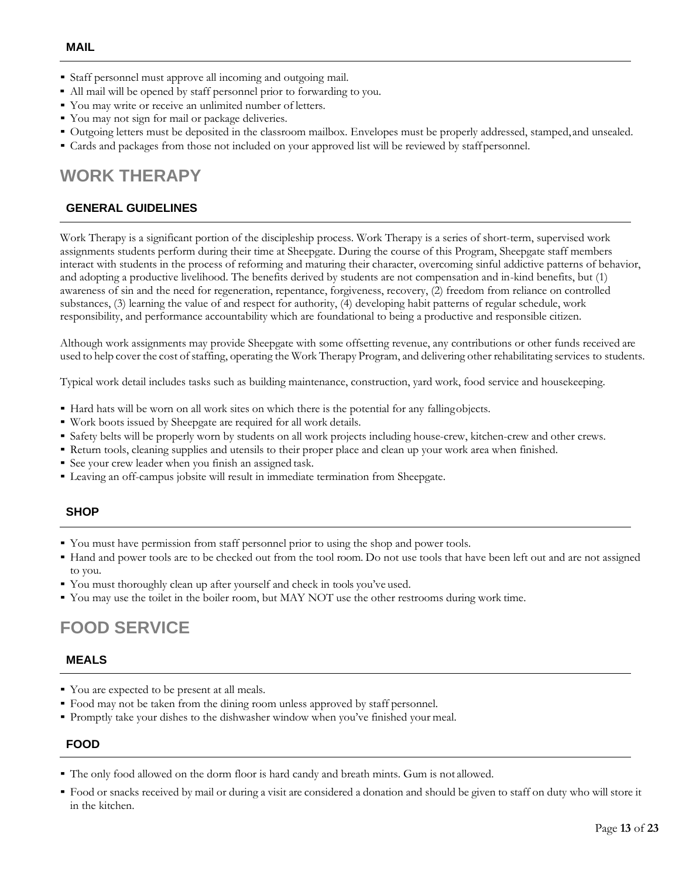### MAIL

- Staff personnel must approve all incoming and outgoing mail.
- All mail will be opened by staff personnel prior to forwarding to you.
- You may write or receive an unlimited number of letters.
- You may not sign for mail or package deliveries.
- Outgoing letters must be deposited in the classroom mailbox. Envelopes must be properly addressed, stamped, and unsealed.
- Cards and packages from those not included on your approved list will be reviewed by staff personnel.

## WORK THERAPY

### GENERAL GUIDELINES

Work Therapy is a significant portion of the discipleship process. Work Therapy is a series of short-term, supervised work assignments students perform during their time at Sheepgate. During the course of this Program, Sheepgate staff members interact with students in the process of reforming and maturing their character, overcoming sinful addictive patterns of behavior, and adopting a productive livelihood. The benefits derived by students are not compensation and in-kind benefits, but (1) awareness of sin and the need for regeneration, repentance, forgiveness, recovery, (2) freedom from reliance on controlled substances, (3) learning the value of and respect for authority, (4) developing habit patterns of regular schedule, work responsibility, and performance accountability which are foundational to being a productive and responsible citizen.

Although work assignments may provide Sheepgate with some offsetting revenue, any contributions or other funds received are used to help cover the cost of staffing, operating the Work Therapy Program, and delivering other rehabilitating services to students.

Typical work detail includes tasks such as building maintenance, construction, yard work, food service and housekeeping.

- Hard hats will be worn on all work sites on which there is the potential for any falling objects.
- Work boots issued by Sheepgate are required for all work details.
- Safety belts will be properly worn by students on all work projects including house-crew, kitchen-crew and other crews.
- Return tools, cleaning supplies and utensils to their proper place and clean up your work area when finished.
- See your crew leader when you finish an assigned task.
- Leaving an off-campus jobsite will result in immediate termination from Sheepgate.

### SHOP

- You must have permission from staff personnel prior to using the shop and power tools.
- Hand and power tools are to be checked out from the tool room. Do not use tools that have been left out and are not assigned to you.
- You must thoroughly clean up after yourself and check in tools you've used.
- You may use the toilet in the boiler room, but MAY NOT use the other restrooms during work time.

## FOOD SERVICE

### MEALS

- You are expected to be present at all meals.
- Food may not be taken from the dining room unless approved by staff personnel.
- Promptly take your dishes to the dishwasher window when you've finished your meal.

### FOOD

- The only food allowed on the dorm floor is hard candy and breath mints. Gum is not allowed.
- Food or snacks received by mail or during a visit are considered a donation and should be given to staff on duty who will store it in the kitchen.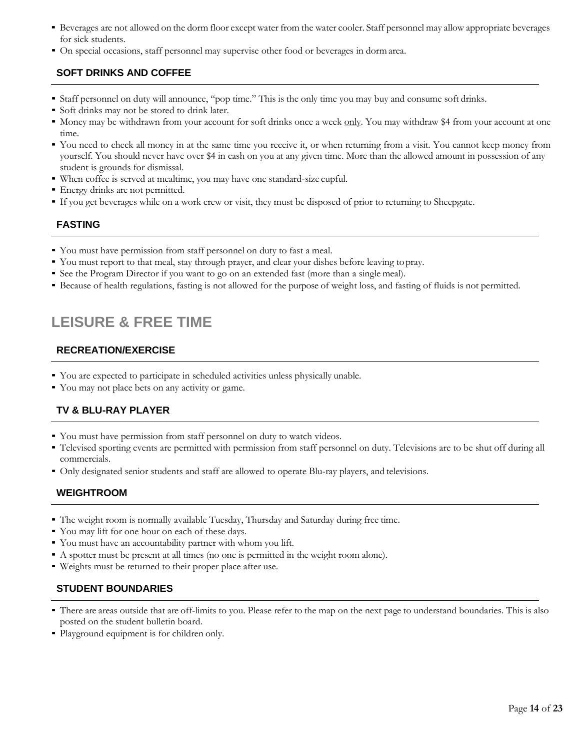- Beverages are not allowed on the dorm floor except water from the water cooler. Staff personnel may allow appropriate beverages for sick students.
- On special occasions, staff personnel may supervise other food or beverages in dorm area.

### SOFT DRINKS AND COFFEE

- Staff personnel on duty will announce, "pop time." This is the only time you may buy and consume soft drinks.
- Soft drinks may not be stored to drink later.
- Money may be withdrawn from your account for soft drinks once a week only. You may withdraw $4 from your account at one time.
- You need to check all money in at the same time you receive it, or when returning from a visit. You cannot keep money from yourself. You should never have over $4 in cash on you at any given time. More than the allowed amount in possession of any student is grounds for dismissal.
- When coffee is served at mealtime, you may have one standard-size cupful.
- Energy drinks are not permitted.
- If you get beverages while on a work crew or visit, they must be disposed of prior to returning to Sheepgate.

### FASTING

- You must have permission from staff personnel on duty to fast a meal.
- You must report to that meal, stay through prayer, and clear your dishes before leaving to pray.
- See the Program Director if you want to go on an extended fast (more than a single meal).
- Because of health regulations, fasting is not allowed for the purpose of weight loss, and fasting of fluids is not permitted.

## LEISURE & FREE TIME

### RECREATION/EXERCISE

- You are expected to participate in scheduled activities unless physically unable.
- You may not place bets on any activity or game.

### TV & BLU-RAY PLAYER

- You must have permission from staff personnel on duty to watch videos.
- Televised sporting events are permitted with permission from staff personnel on duty. Televisions are to be shut off during all commercials.
- Only designated senior students and staff are allowed to operate Blu-ray players, and televisions.

### WEIGHTROOM

- The weight room is normally available Tuesday, Thursday and Saturday during free time.
- You may lift for one hour on each of these days.
- You must have an accountability partner with whom you lift.
- A spotter must be present at all times (no one is permitted in the weight room alone).
- Weights must be returned to their proper place after use.

### STUDENT BOUNDARIES

- There are areas outside that are off-limits to you. Please refer to the map on the next page to understand boundaries. This is also posted on the student bulletin board.
- Playground equipment is for children only.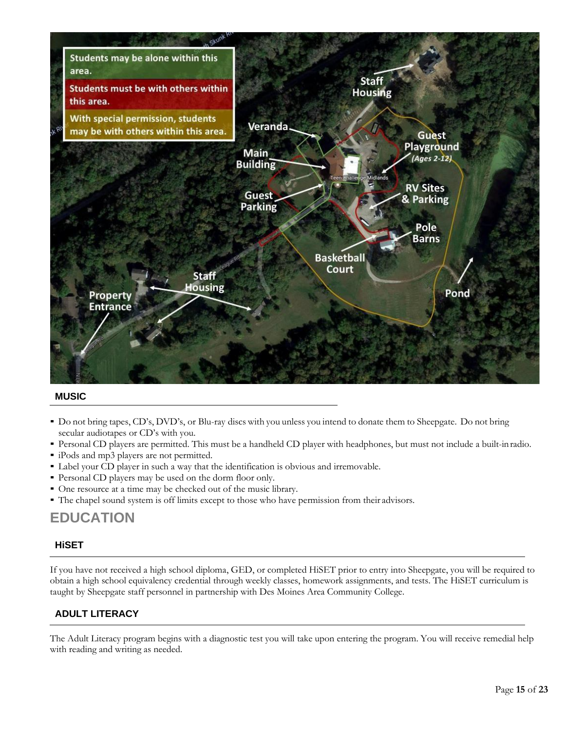#### MUSIC

- Do not bring tapes, CD's, DVD's, or Blu-ray discs with you unless you intend to donate them to Sheepgate. Do not bring secular audiotapes or CD's with you.
- Personal CD players are permitted. This must be a handheld CD player with headphones, but must not include a built-in radio.
- iPods and mp3 players are not permitted.
- Label your CD player in such a way that the identification is obvious and irremovable.
- Personal CD players may be used on the dorm floor only.
- One resource at a time may be checked out of the music library.
- The chapel sound system is off limits except to those who have permission from their advisors.

## EDUCATION

#### HiSET

If you have not received a high school diploma, GED, or completed HiSET prior to entry into Sheepgate, you will be required to obtain a high school equivalency credential through weekly classes, homework assignments, and tests. The HiSET curriculum is taught by Sheepgate staff personnel in partnership with Des Moines Area Community College.

#### ADULT LITERACY

The Adult Literacy program begins with a diagnostic test you will take upon entering the program. You will receive remedial help with reading and writing as needed.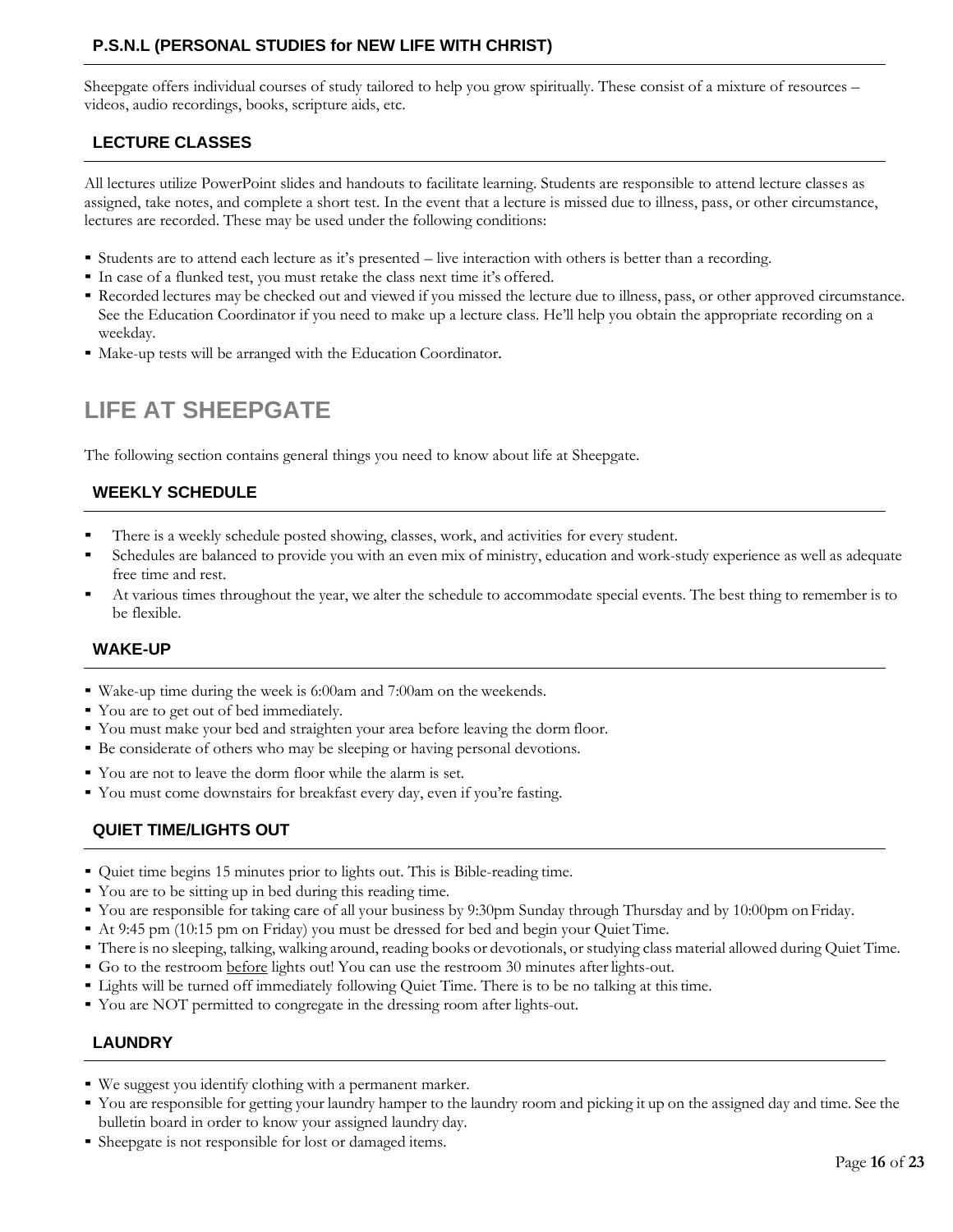### P.S.N.L (PERSONAL STUDIES for NEW LIFE WITH CHRIST)

Sheepgate offers individual courses of study tailored to help you grow spiritually. These consist of a mixture of resources – videos, audio recordings, books, scripture aids, etc.

### LECTURE CLASSES

All lectures utilize PowerPoint slides and handouts to facilitate learning. Students are responsible to attend lecture classes as assigned, take notes, and complete a short test. In the event that a lecture is missed due to illness, pass, or other circumstance, lectures are recorded. These may be used under the following conditions:

- Students are to attend each lecture as it's presented – live interaction with others is better than a recording.
- In case of a flunked test, you must retake the class next time it's offered.
- Recorded lectures may be checked out and viewed if you missed the lecture due to illness, pass, or other approved circumstance. See the Education Coordinator if you need to make up a lecture class. He'll help you obtain the appropriate recording on a weekday.
- Make-up tests will be arranged with the Education Coordinator.

## LIFE AT SHEEPGATE

The following section contains general things you need to know about life at Sheepgate.

### WEEKLY SCHEDULE

- There is a weekly schedule posted showing, classes, work, and activities for every student.
- Schedules are balanced to provide you with an even mix of ministry, education and work-study experience as well as adequate free time and rest.
- At various times throughout the year, we alter the schedule to accommodate special events. The best thing to remember is to be flexible.

### WAKE-UP

- Wake-up time during the week is 6:00am and 7:00am on the weekends.
- You are to get out of bed immediately.
- You must make your bed and straighten your area before leaving the dorm floor.
- Be considerate of others who may be sleeping or having personal devotions.
- You are not to leave the dorm floor while the alarm is set.
- You must come downstairs for breakfast every day, even if you're fasting.

### QUIET TIME/LIGHTS OUT

- Quiet time begins 15 minutes prior to lights out. This is Bible-reading time.
- You are to be sitting up in bed during this reading time.
- You are responsible for taking care of all your business by 9:30pm Sunday through Thursday and by 10:00pm on Friday.
- At 9:45 pm (10:15 pm on Friday) you must be dressed for bed and begin your Quiet Time.
- There is no sleeping, talking, walking around, reading books or devotionals, or studying class material allowed during Quiet Time.
- Go to the restroom <u>before</u> lights out! You can use the restroom 30 minutes after lights-out.
- Lights will be turned off immediately following Quiet Time. There is to be no talking at this time.
- You are NOT permitted to congregate in the dressing room after lights-out.

### LAUNDRY

- We suggest you identify clothing with a permanent marker.
- You are responsible for getting your laundry hamper to the laundry room and picking it up on the assigned day and time. See the bulletin board in order to know your assigned laundry day.
- Sheepgate is not responsible for lost or damaged items.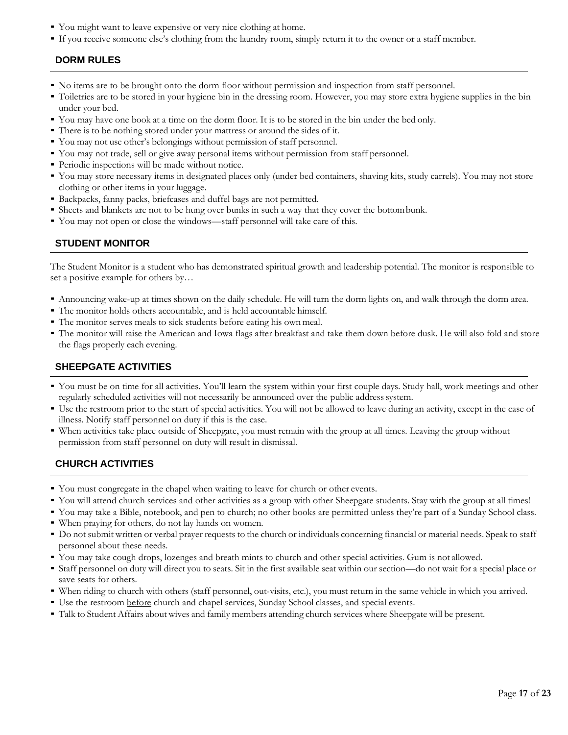- You might want to leave expensive or very nice clothing at home.
- If you receive someone else's clothing from the laundry room, simply return it to the owner or a staff member.

## DORM RULES

- No items are to be brought onto the dorm floor without permission and inspection from staff personnel.
- Toiletries are to be stored in your hygiene bin in the dressing room. However, you may store extra hygiene supplies in the bin under your bed.
- You may have one book at a time on the dorm floor. It is to be stored in the bin under the bed only.
- There is to be nothing stored under your mattress or around the sides of it.
- You may not use other's belongings without permission of staff personnel.
- You may not trade, sell or give away personal items without permission from staff personnel.
- Periodic inspections will be made without notice.
- You may store necessary items in designated places only (under bed containers, shaving kits, study carrels). You may not store clothing or other items in your luggage.
- Backpacks, fanny packs, briefcases and duffel bags are not permitted.
- Sheets and blankets are not to be hung over bunks in such a way that they cover the bottom bunk.
- You may not open or close the windows—staff personnel will take care of this.

## STUDENT MONITOR

The Student Monitor is a student who has demonstrated spiritual growth and leadership potential. The monitor is responsible to set a positive example for others by…

- Announcing wake-up at times shown on the daily schedule. He will turn the dorm lights on, and walk through the dorm area.
- The monitor holds others accountable, and is held accountable himself.
- The monitor serves meals to sick students before eating his own meal.
- The monitor will raise the American and Iowa flags after breakfast and take them down before dusk. He will also fold and store the flags properly each evening.

## SHEEPGATE ACTIVITIES

- You must be on time for all activities. You'll learn the system within your first couple days. Study hall, work meetings and other regularly scheduled activities will not necessarily be announced over the public address system.
- Use the restroom prior to the start of special activities. You will not be allowed to leave during an activity, except in the case of illness. Notify staff personnel on duty if this is the case.
- When activities take place outside of Sheepgate, you must remain with the group at all times. Leaving the group without permission from staff personnel on duty will result in dismissal.

## CHURCH ACTIVITIES

- You must congregate in the chapel when waiting to leave for church or other events.
- You will attend church services and other activities as a group with other Sheepgate students. Stay with the group at all times!
- You may take a Bible, notebook, and pen to church; no other books are permitted unless they're part of a Sunday School class.
- When praying for others, do not lay hands on women.
- Do not submit written or verbal prayer requests to the church or individuals concerning financial or material needs. Speak to staff personnel about these needs.
- You may take cough drops, lozenges and breath mints to church and other special activities. Gum is not allowed.
- Staff personnel on duty will direct you to seats. Sit in the first available seat within our section—do not wait for a special place or save seats for others.
- When riding to church with others (staff personnel, out-visits, etc.), you must return in the same vehicle in which you arrived.
- Use the restroom <u>before</u> church and chapel services, Sunday School classes, and special events.
- Talk to Student Affairs about wives and family members attending church services where Sheepgate will be present.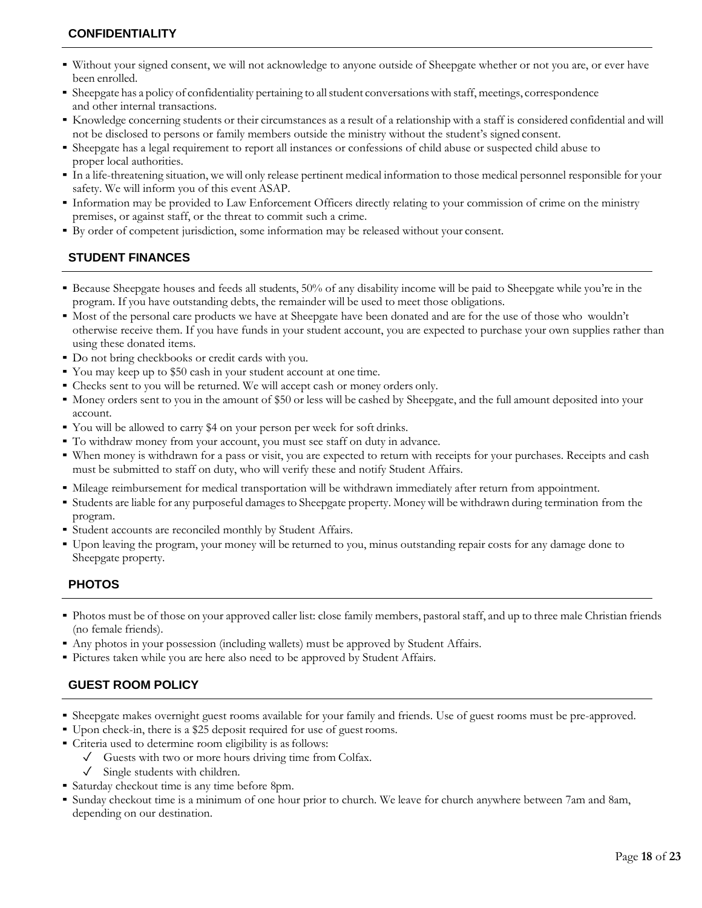## CONFIDENTIALITY

- Without your signed consent, we will not acknowledge to anyone outside of Sheepgate whether or not you are, or ever have been enrolled.
- Sheepgate has a policy of confidentiality pertaining to all student conversations with staff, meetings, correspondence and other internal transactions.
- Knowledge concerning students or their circumstances as a result of a relationship with a staff is considered confidential and will not be disclosed to persons or family members outside the ministry without the student's signed consent.
- Sheepgate has a legal requirement to report all instances or confessions of child abuse or suspected child abuse to proper local authorities.
- In a life-threatening situation, we will only release pertinent medical information to those medical personnel responsible for your safety. We will inform you of this event ASAP.
- Information may be provided to Law Enforcement Officers directly relating to your commission of crime on the ministry premises, or against staff, or the threat to commit such a crime.
- By order of competent jurisdiction, some information may be released without your consent.

## STUDENT FINANCES

- Because Sheepgate houses and feeds all students, 50% of any disability income will be paid to Sheepgate while you're in the program. If you have outstanding debts, the remainder will be used to meet those obligations.
- Most of the personal care products we have at Sheepgate have been donated and are for the use of those who wouldn't otherwise receive them. If you have funds in your student account, you are expected to purchase your own supplies rather than using these donated items.
- Do not bring checkbooks or credit cards with you.
- You may keep up to $50 cash in your student account at one time.
- Checks sent to you will be returned. We will accept cash or money orders only.
- Money orders sent to you in the amount of $50 or less will be cashed by Sheepgate, and the full amount deposited into your account.
- You will be allowed to carry $4 on your person per week for soft drinks.
- To withdraw money from your account, you must see staff on duty in advance.
- When money is withdrawn for a pass or visit, you are expected to return with receipts for your purchases. Receipts and cash must be submitted to staff on duty, who will verify these and notify Student Affairs.
- Mileage reimbursement for medical transportation will be withdrawn immediately after return from appointment.
- Students are liable for any purposeful damages to Sheepgate property. Money will be withdrawn during termination from the program.
- Student accounts are reconciled monthly by Student Affairs.
- Upon leaving the program, your money will be returned to you, minus outstanding repair costs for any damage done to Sheepgate property.

## PHOTOS

- Photos must be of those on your approved caller list: close family members, pastoral staff, and up to three male Christian friends (no female friends).
- Any photos in your possession (including wallets) must be approved by Student Affairs.
- Pictures taken while you are here also need to be approved by Student Affairs.

## GUEST ROOM POLICY

- Sheepgate makes overnight guest rooms available for your family and friends. Use of guest rooms must be pre-approved.
- Upon check-in, there is a $25 deposit required for use of guest rooms.
- Criteria used to determine room eligibility is as follows:
  - ✓ Guests with two or more hours driving time from Colfax.
  - ✓ Single students with children.
- Saturday checkout time is any time before 8pm.
- Sunday checkout time is a minimum of one hour prior to church. We leave for church anywhere between 7am and 8am, depending on our destination.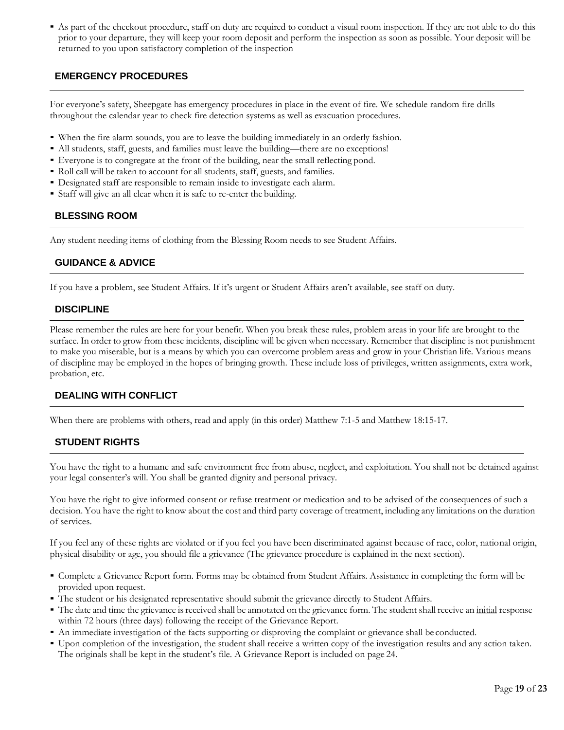- As part of the checkout procedure, staff on duty are required to conduct a visual room inspection. If they are not able to do this prior to your departure, they will keep your room deposit and perform the inspection as soon as possible. Your deposit will be returned to you upon satisfactory completion of the inspection

## EMERGENCY PROCEDURES

For everyone's safety, Sheepgate has emergency procedures in place in the event of fire. We schedule random fire drills throughout the calendar year to check fire detection systems as well as evacuation procedures.

- When the fire alarm sounds, you are to leave the building immediately in an orderly fashion.
- All students, staff, guests, and families must leave the building—there are no exceptions!
- Everyone is to congregate at the front of the building, near the small reflecting pond.
- Roll call will be taken to account for all students, staff, guests, and families.
- Designated staff are responsible to remain inside to investigate each alarm.
- Staff will give an all clear when it is safe to re-enter the building.

## BLESSING ROOM

Any student needing items of clothing from the Blessing Room needs to see Student Affairs.

## GUIDANCE & ADVICE

If you have a problem, see Student Affairs. If it's urgent or Student Affairs aren't available, see staff on duty.

## DISCIPLINE

Please remember the rules are here for your benefit. When you break these rules, problem areas in your life are brought to the surface. In order to grow from these incidents, discipline will be given when necessary. Remember that discipline is not punishment to make you miserable, but is a means by which you can overcome problem areas and grow in your Christian life. Various means of discipline may be employed in the hopes of bringing growth. These include loss of privileges, written assignments, extra work, probation, etc.

## DEALING WITH CONFLICT

When there are problems with others, read and apply (in this order) Matthew 7:1-5 and Matthew 18:15-17.

## STUDENT RIGHTS

You have the right to a humane and safe environment free from abuse, neglect, and exploitation. You shall not be detained against your legal consenter's will. You shall be granted dignity and personal privacy.

You have the right to give informed consent or refuse treatment or medication and to be advised of the consequences of such a decision. You have the right to know about the cost and third party coverage of treatment, including any limitations on the duration of services.

If you feel any of these rights are violated or if you feel you have been discriminated against because of race, color, national origin, physical disability or age, you should file a grievance (The grievance procedure is explained in the next section).

- Complete a Grievance Report form. Forms may be obtained from Student Affairs. Assistance in completing the form will be provided upon request.
- The student or his designated representative should submit the grievance directly to Student Affairs.
- The date and time the grievance is received shall be annotated on the grievance form. The student shall receive an initial response within 72 hours (three days) following the receipt of the Grievance Report.
- An immediate investigation of the facts supporting or disproving the complaint or grievance shall be conducted.
- Upon completion of the investigation, the student shall receive a written copy of the investigation results and any action taken. The originals shall be kept in the student's file. A Grievance Report is included on page 24.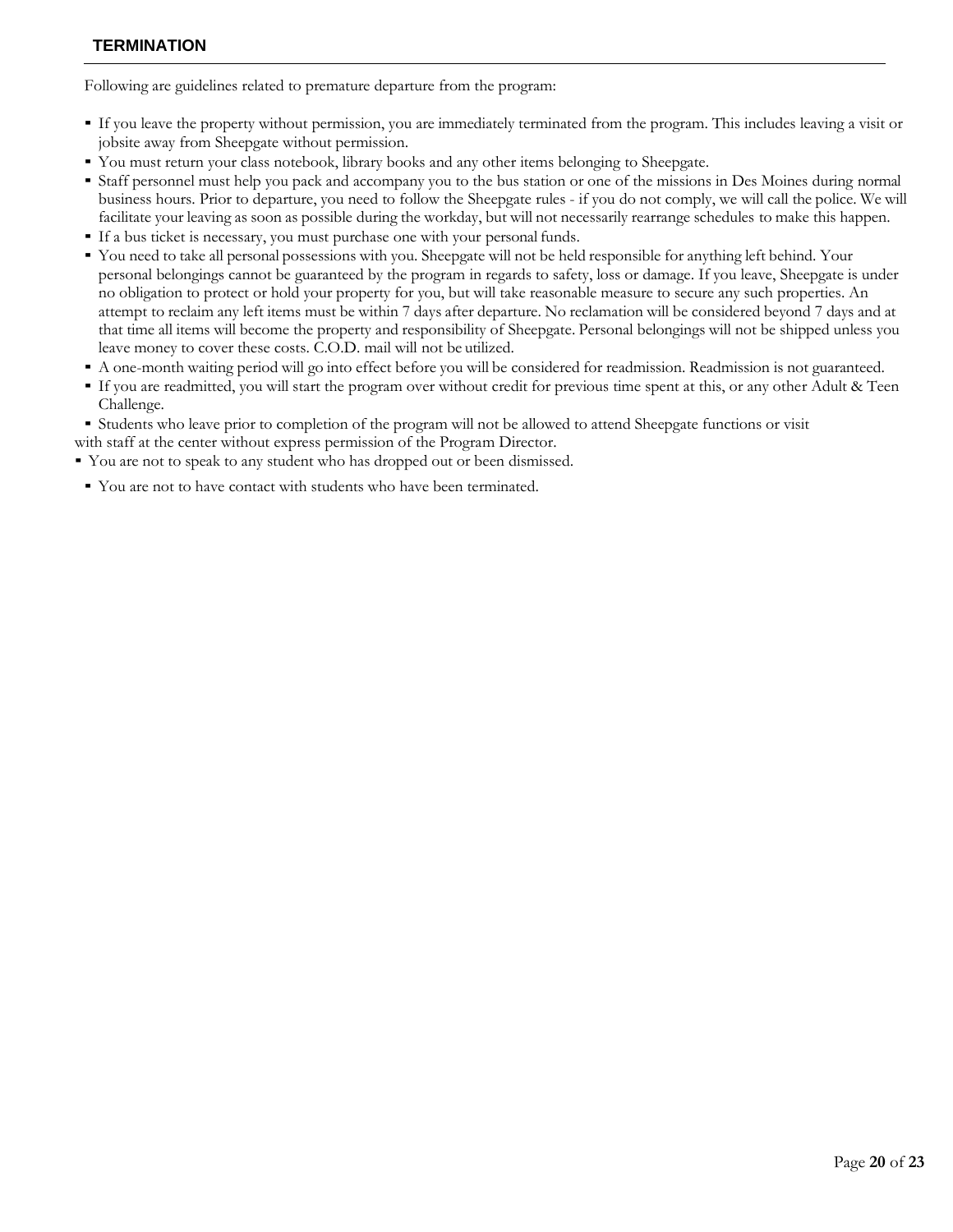## TERMINATION

Following are guidelines related to premature departure from the program:

- If you leave the property without permission, you are immediately terminated from the program. This includes leaving a visit or jobsite away from Sheepgate without permission.
- You must return your class notebook, library books and any other items belonging to Sheepgate.
- Staff personnel must help you pack and accompany you to the bus station or one of the missions in Des Moines during normal business hours. Prior to departure, you need to follow the Sheepgate rules - if you do not comply, we will call the police. We will facilitate your leaving as soon as possible during the workday, but will not necessarily rearrange schedules to make this happen.
- If a bus ticket is necessary, you must purchase one with your personal funds.
- You need to take all personal possessions with you. Sheepgate will not be held responsible for anything left behind. Your personal belongings cannot be guaranteed by the program in regards to safety, loss or damage. If you leave, Sheepgate is under no obligation to protect or hold your property for you, but will take reasonable measure to secure any such properties. An attempt to reclaim any left items must be within 7 days after departure. No reclamation will be considered beyond 7 days and at that time all items will become the property and responsibility of Sheepgate. Personal belongings will not be shipped unless you leave money to cover these costs. C.O.D. mail will not be utilized.
- A one-month waiting period will go into effect before you will be considered for readmission. Readmission is not guaranteed.
- If you are readmitted, you will start the program over without credit for previous time spent at this, or any other Adult & Teen Challenge.
- Students who leave prior to completion of the program will not be allowed to attend Sheepgate functions or visit with staff at the center without express permission of the Program Director.
- You are not to speak to any student who has dropped out or been dismissed.
- You are not to have contact with students who have been terminated.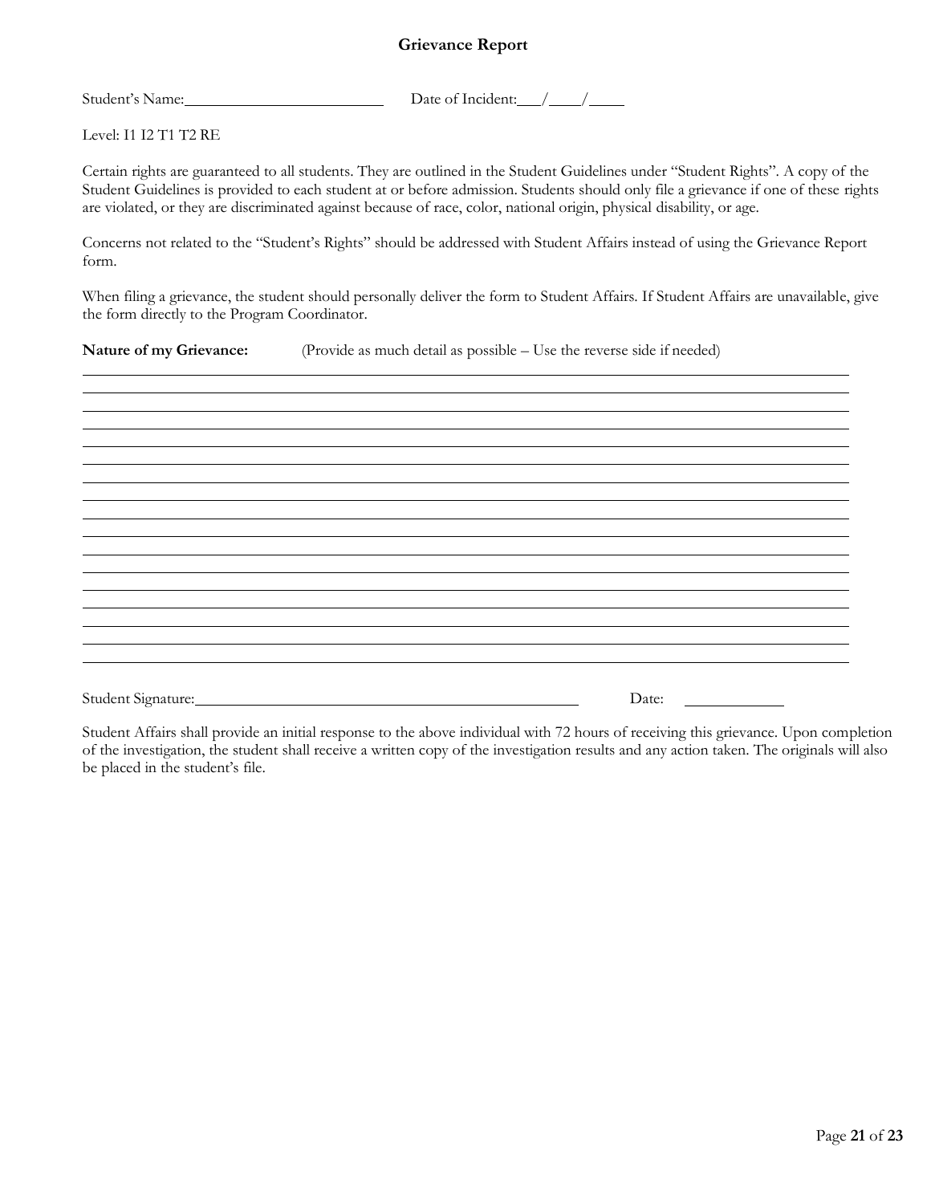# Grievance Report

Student's Name:\_\_\_\_\_\_\_\_\_\_\_\_\_\_\_\_\_\_\_\_\_\_\_\_\_\_ Date of Incident:\_\_\_/\_\_\_\_/\_\_\_\_

Level: I1 I2 T1 T2 RE

Certain rights are guaranteed to all students. They are outlined in the Student Guidelines under "Student Rights". A copy of the Student Guidelines is provided to each student at or before admission. Students should only file a grievance if one of these rights are violated, or they are discriminated against because of race, color, national origin, physical disability, or age.

Concerns not related to the "Student's Rights" should be addressed with Student Affairs instead of using the Grievance Report form.

When filing a grievance, the student should personally deliver the form to Student Affairs. If Student Affairs are unavailable, give the form directly to the Program Coordinator.

**Nature of my Grievance:** (Provide as much detail as possible – Use the reverse side if needed)

\_\_\_\_\_\_\_\_\_\_\_\_\_\_\_\_\_\_\_\_\_\_\_\_\_\_\_\_\_\_\_\_\_\_\_\_\_\_\_\_\_\_\_\_\_\_\_\_\_\_\_\_\_\_\_\_\_\_\_\_\_\_\_\_\_\_\_\_\_\_\_\_\_\_\_\_\_\_

\_\_\_\_\_\_\_\_\_\_\_\_\_\_\_\_\_\_\_\_\_\_\_\_\_\_\_\_\_\_\_\_\_\_\_\_\_\_\_\_\_\_\_\_\_\_\_\_\_\_\_\_\_\_\_\_\_\_\_\_\_\_\_\_\_\_\_\_\_\_\_\_\_\_\_\_\_\_

\_\_\_\_\_\_\_\_\_\_\_\_\_\_\_\_\_\_\_\_\_\_\_\_\_\_\_\_\_\_\_\_\_\_\_\_\_\_\_\_\_\_\_\_\_\_\_\_\_\_\_\_\_\_\_\_\_\_\_\_\_\_\_\_\_\_\_\_\_\_\_\_\_\_\_\_\_\_

\_\_\_\_\_\_\_\_\_\_\_\_\_\_\_\_\_\_\_\_\_\_\_\_\_\_\_\_\_\_\_\_\_\_\_\_\_\_\_\_\_\_\_\_\_\_\_\_\_\_\_\_\_\_\_\_\_\_\_\_\_\_\_\_\_\_\_\_\_\_\_\_\_\_\_\_\_\_

\_\_\_\_\_\_\_\_\_\_\_\_\_\_\_\_\_\_\_\_\_\_\_\_\_\_\_\_\_\_\_\_\_\_\_\_\_\_\_\_\_\_\_\_\_\_\_\_\_\_\_\_\_\_\_\_\_\_\_\_\_\_\_\_\_\_\_\_\_\_\_\_\_\_\_\_\_\_

\_\_\_\_\_\_\_\_\_\_\_\_\_\_\_\_\_\_\_\_\_\_\_\_\_\_\_\_\_\_\_\_\_\_\_\_\_\_\_\_\_\_\_\_\_\_\_\_\_\_\_\_\_\_\_\_\_\_\_\_\_\_\_\_\_\_\_\_\_\_\_\_\_\_\_\_\_\_

\_\_\_\_\_\_\_\_\_\_\_\_\_\_\_\_\_\_\_\_\_\_\_\_\_\_\_\_\_\_\_\_\_\_\_\_\_\_\_\_\_\_\_\_\_\_\_\_\_\_\_\_\_\_\_\_\_\_\_\_\_\_\_\_\_\_\_\_\_\_\_\_\_\_\_\_\_\_

\_\_\_\_\_\_\_\_\_\_\_\_\_\_\_\_\_\_\_\_\_\_\_\_\_\_\_\_\_\_\_\_\_\_\_\_\_\_\_\_\_\_\_\_\_\_\_\_\_\_\_\_\_\_\_\_\_\_\_\_\_\_\_\_\_\_\_\_\_\_\_\_\_\_\_\_\_\_

Student Signature:\_\_\_\_\_\_\_\_\_\_\_\_\_\_\_\_\_\_\_\_\_\_\_\_\_\_\_\_\_\_\_\_\_\_\_\_\_\_\_\_\_\_\_\_\_\_\_\_ Date: \_\_\_\_\_\_\_\_\_\_\_\_\_

Student Affairs shall provide an initial response to the above individual with 72 hours of receiving this grievance. Upon completion of the investigation, the student shall receive a written copy of the investigation results and any action taken. The originals will also be placed in the student's file.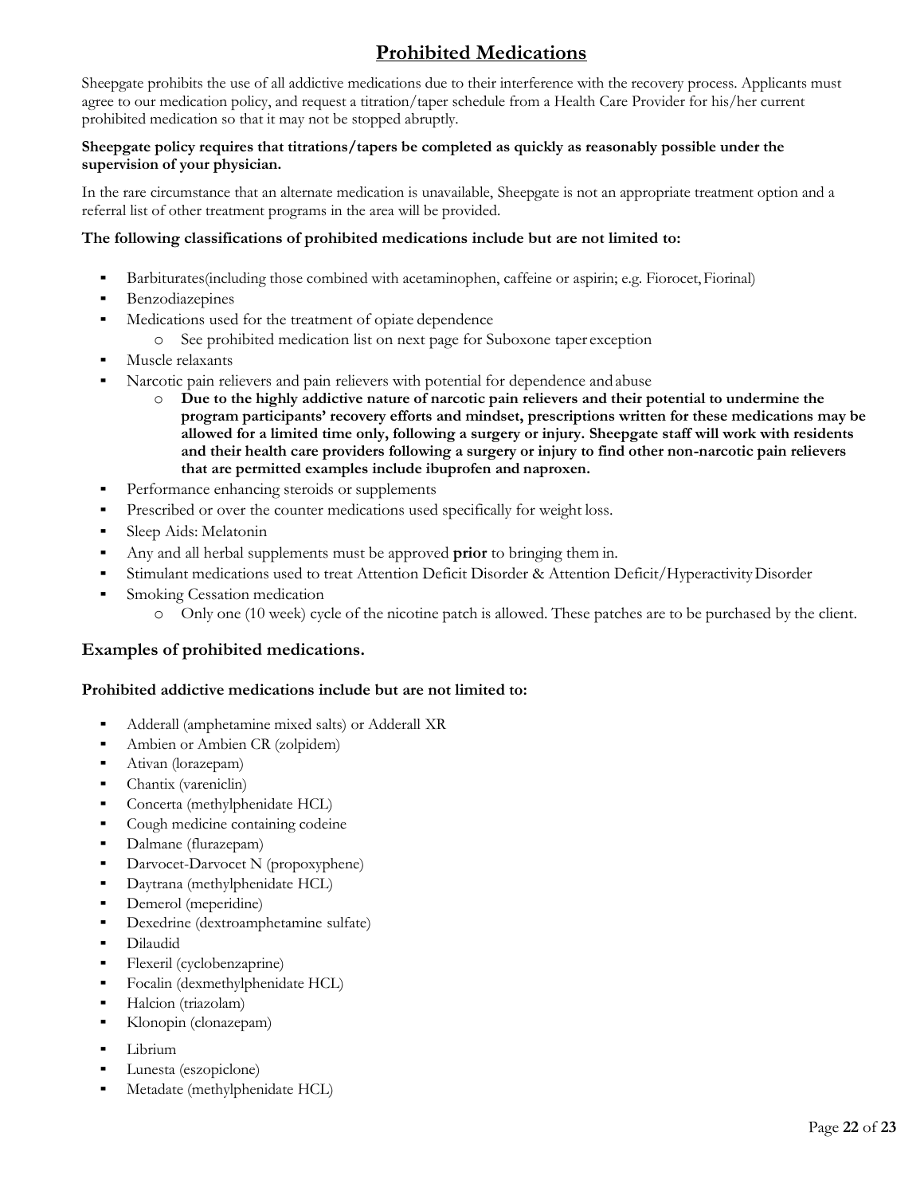# Prohibited Medications

Sheepgate prohibits the use of all addictive medications due to their interference with the recovery process. Applicants must agree to our medication policy, and request a titration/taper schedule from a Health Care Provider for his/her current prohibited medication so that it may not be stopped abruptly.

**Sheepgate policy requires that titrations/tapers be completed as quickly as reasonably possible under the supervision of your physician.**

In the rare circumstance that an alternate medication is unavailable, Sheepgate is not an appropriate treatment option and a referral list of other treatment programs in the area will be provided.

**The following classifications of prohibited medications include but are not limited to:**

- Barbiturates(including those combined with acetaminophen, caffeine or aspirin; e.g. Fiorocet, Fiorinal)
- Benzodiazepines
- Medications used for the treatment of opiate dependence
  - See prohibited medication list on next page for Suboxone taper exception
- Muscle relaxants
- Narcotic pain relievers and pain relievers with potential for dependence and abuse
  - **Due to the highly addictive nature of narcotic pain relievers and their potential to undermine the program participants' recovery efforts and mindset, prescriptions written for these medications may be allowed for a limited time only, following a surgery or injury. Sheepgate staff will work with residents and their health care providers following a surgery or injury to find other non-narcotic pain relievers that are permitted examples include ibuprofen and naproxen.**
- Performance enhancing steroids or supplements
- Prescribed or over the counter medications used specifically for weight loss.
- Sleep Aids: Melatonin
- Any and all herbal supplements must be approved **prior** to bringing them in.
- Stimulant medications used to treat Attention Deficit Disorder & Attention Deficit/Hyperactivity Disorder
- Smoking Cessation medication
  - Only one (10 week) cycle of the nicotine patch is allowed. These patches are to be purchased by the client.

## Examples of prohibited medications.

**Prohibited addictive medications include but are not limited to:**

- Adderall (amphetamine mixed salts) or Adderall XR
- Ambien or Ambien CR (zolpidem)
- Ativan (lorazepam)
- Chantix (vareniclin)
- Concerta (methylphenidate HCL)
- Cough medicine containing codeine
- Dalmane (flurazepam)
- Darvocet-Darvocet N (propoxyphene)
- Daytrana (methylphenidate HCL)
- Demerol (meperidine)
- Dexedrine (dextroamphetamine sulfate)
- Dilaudid
- Flexeril (cyclobenzaprine)
- Focalin (dexmethylphenidate HCL)
- Halcion (triazolam)
- Klonopin (clonazepam)
- Librium
- Lunesta (eszopiclone)
- Metadate (methylphenidate HCL)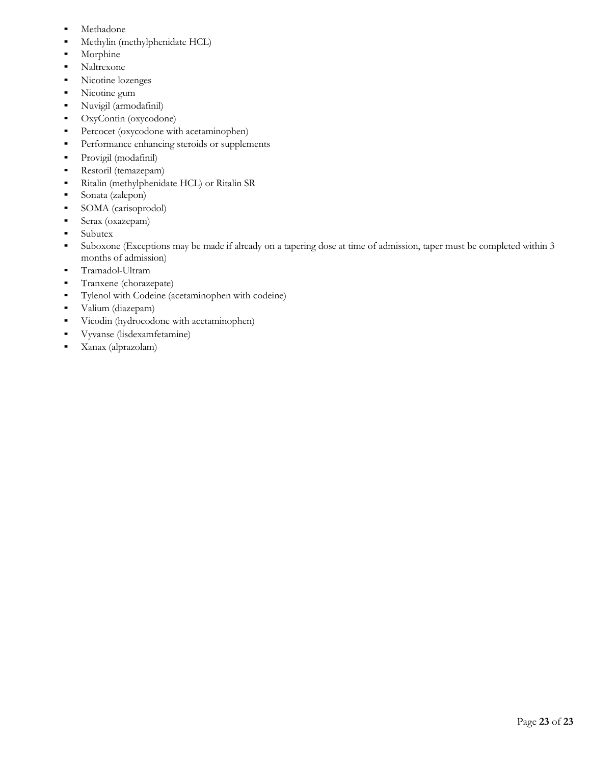- Methadone
- Methylin (methylphenidate HCL)
- Morphine
- Naltrexone
- Nicotine lozenges
- Nicotine gum
- Nuvigil (armodafinil)
- OxyContin (oxycodone)
- Percocet (oxycodone with acetaminophen)
- Performance enhancing steroids or supplements
- Provigil (modafinil)
- Restoril (temazepam)
- Ritalin (methylphenidate HCL) or Ritalin SR
- Sonata (zalepon)
- SOMA (carisoprodol)
- Serax (oxazepam)
- Subutex
- Suboxone (Exceptions may be made if already on a tapering dose at time of admission, taper must be completed within 3 months of admission)
- Tramadol-Ultram
- Tranxene (chorazepate)
- Tylenol with Codeine (acetaminophen with codeine)
- Valium (diazepam)
- Vicodin (hydrocodone with acetaminophen)
- Vyvanse (lisdexamfetamine)
- Xanax (alprazolam)